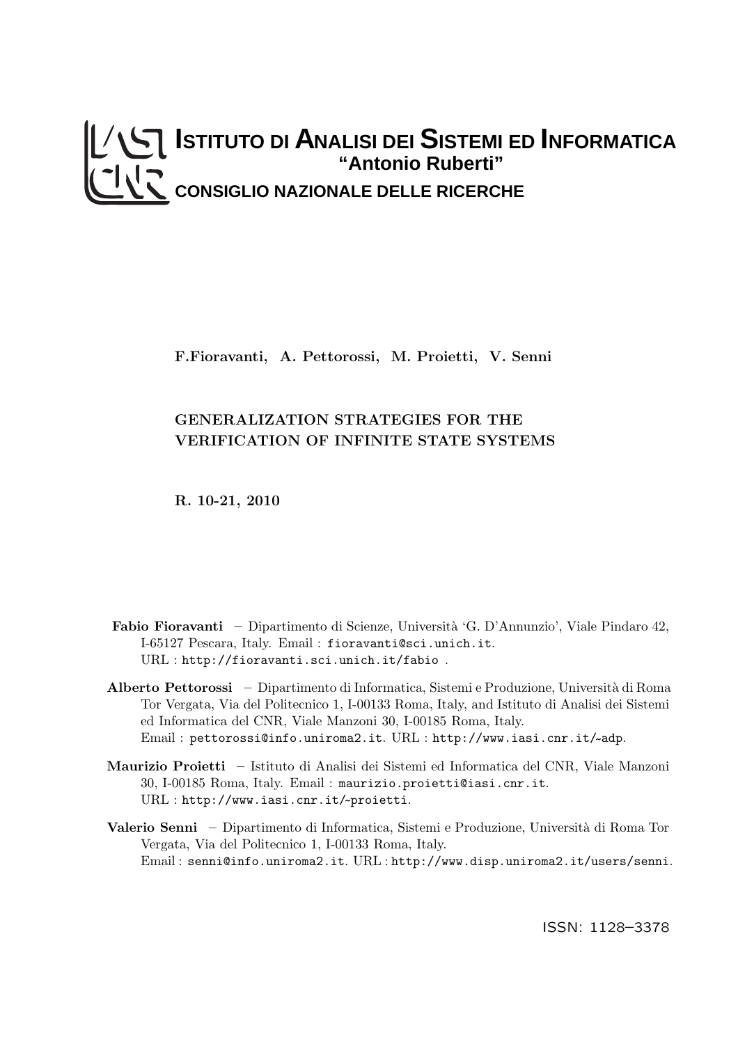**ISTITUTO DI ANALISI DEI SISTEMI ED INFORMATICA**
**"Antonio Ruberti"**
**CONSIGLIO NAZIONALE DELLE RICERCHE**

**F.Fioravanti, A. Pettorossi, M. Proietti, V. Senni**

# GENERALIZATION STRATEGIES FOR THE VERIFICATION OF INFINITE STATE SYSTEMS

**R. 10-21, 2010**

**Fabio Fioravanti** – Dipartimento di Scienze, Università 'G. D'Annunzio', Viale Pindaro 42, I-65127 Pescara, Italy. Email : fioravanti@sci.unich.it. URL : http://fioravanti.sci.unich.it/fabio .

**Alberto Pettorossi** – Dipartimento di Informatica, Sistemi e Produzione, Università di Roma Tor Vergata, Via del Politecnico 1, I-00133 Roma, Italy, and Istituto di Analisi dei Sistemi ed Informatica del CNR, Viale Manzoni 30, I-00185 Roma, Italy. Email : pettorossi@info.uniroma2.it. URL : http://www.iasi.cnr.it/~adp.

**Maurizio Proietti** – Istituto di Analisi dei Sistemi ed Informatica del CNR, Viale Manzoni 30, I-00185 Roma, Italy. Email : maurizio.proietti@iasi.cnr.it. URL : http://www.iasi.cnr.it/~proietti.

**Valerio Senni** – Dipartimento di Informatica, Sistemi e Produzione, Università di Roma Tor Vergata, Via del Politecnico 1, I-00133 Roma, Italy. Email : senni@info.uniroma2.it. URL : http://www.disp.uniroma2.it/users/senni.

ISSN: 1128–3378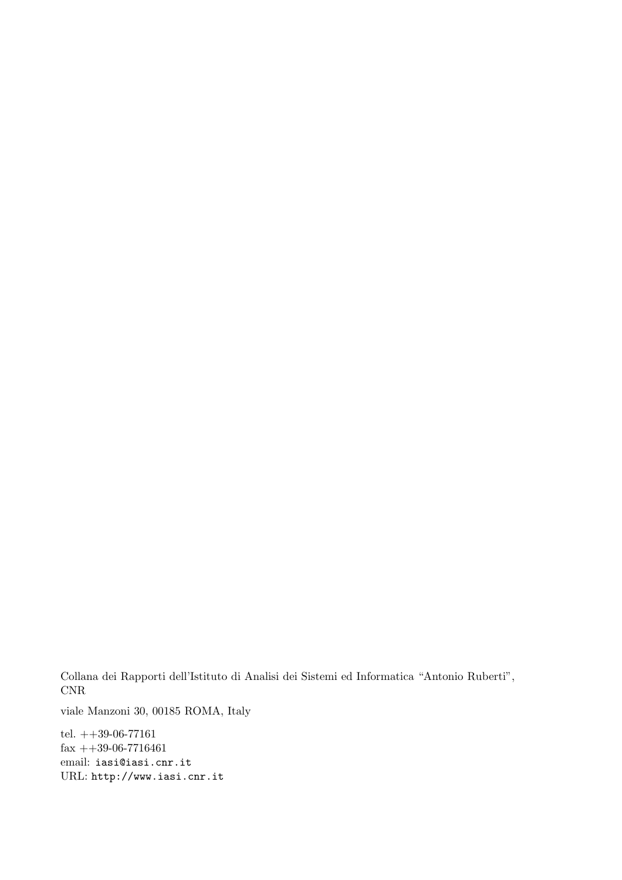Collana dei Rapporti dell'Istituto di Analisi dei Sistemi ed Informatica "Antonio Ruberti", CNR

viale Manzoni 30, 00185 ROMA, Italy

tel. ++39-06-77161
fax ++39-06-7716461
email: iasi@iasi.cnr.it
URL: http://www.iasi.cnr.it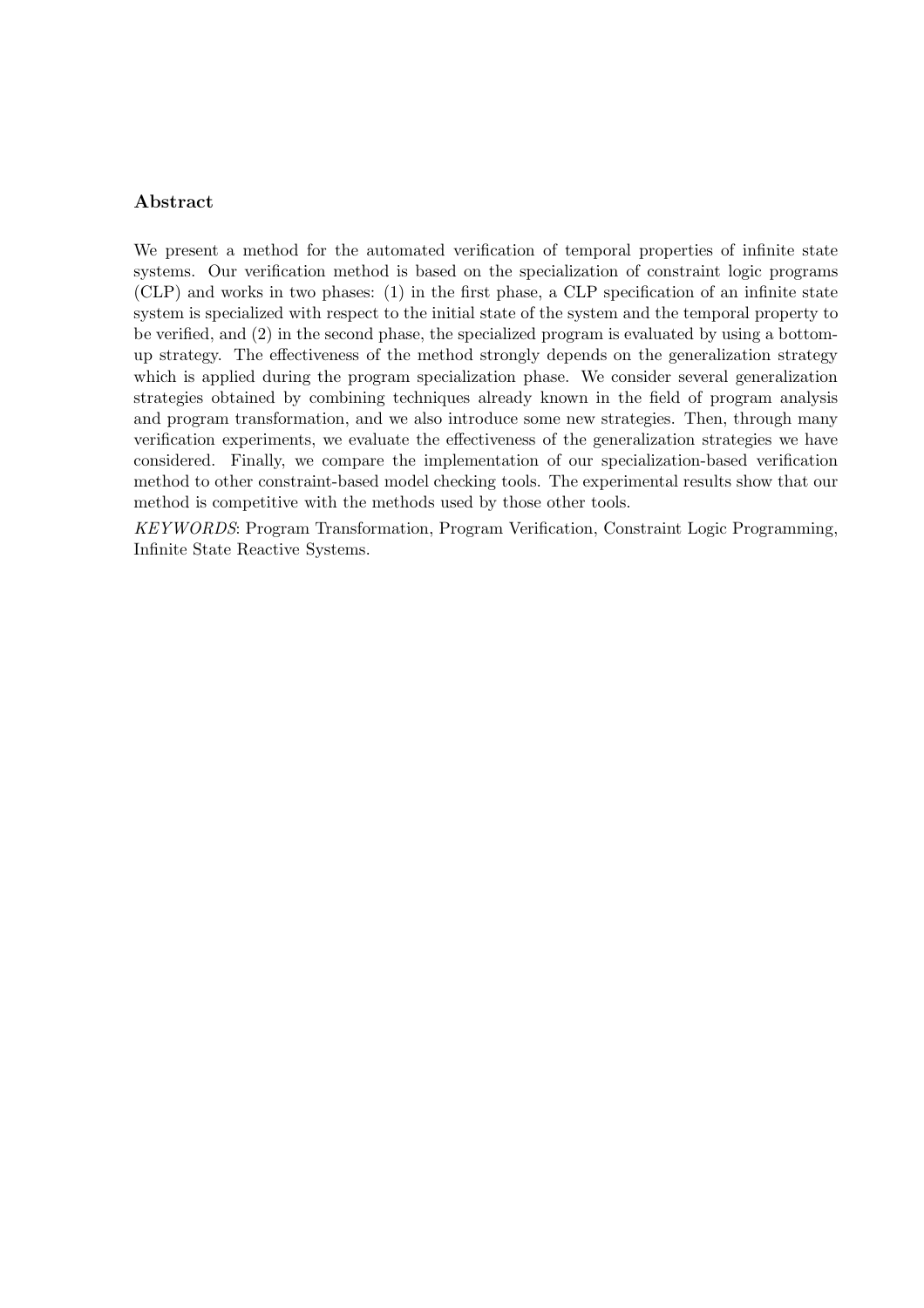### Abstract

We present a method for the automated verification of temporal properties of infinite state systems. Our verification method is based on the specialization of constraint logic programs (CLP) and works in two phases: (1) in the first phase, a CLP specification of an infinite state system is specialized with respect to the initial state of the system and the temporal property to be verified, and (2) in the second phase, the specialized program is evaluated by using a bottom-up strategy. The effectiveness of the method strongly depends on the generalization strategy which is applied during the program specialization phase. We consider several generalization strategies obtained by combining techniques already known in the field of program analysis and program transformation, and we also introduce some new strategies. Then, through many verification experiments, we evaluate the effectiveness of the generalization strategies we have considered. Finally, we compare the implementation of our specialization-based verification method to other constraint-based model checking tools. The experimental results show that our method is competitive with the methods used by those other tools.

*KEYWORDS*: Program Transformation, Program Verification, Constraint Logic Programming, Infinite State Reactive Systems.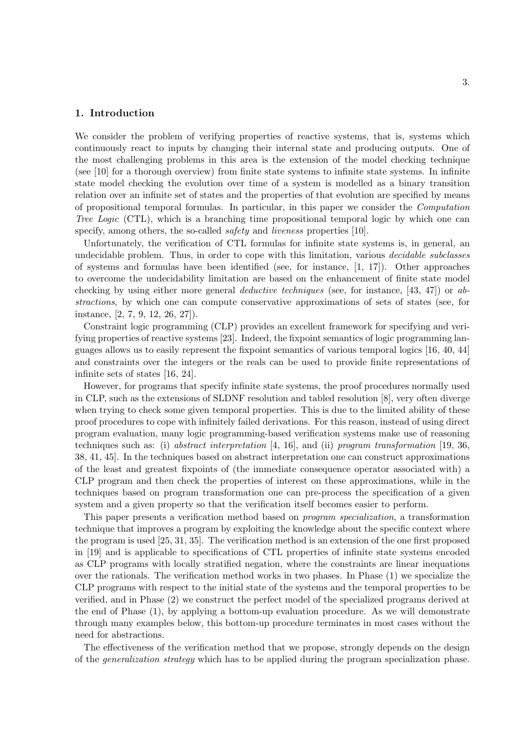## 1. Introduction

We consider the problem of verifying properties of reactive systems, that is, systems which continuously react to inputs by changing their internal state and producing outputs. One of the most challenging problems in this area is the extension of the model checking technique (see [10] for a thorough overview) from finite state systems to infinite state systems. In infinite state model checking the evolution over time of a system is modelled as a binary transition relation over an infinite set of states and the properties of that evolution are specified by means of propositional temporal formulas. In particular, in this paper we consider the *Computation Tree Logic* (CTL), which is a branching time propositional temporal logic by which one can specify, among others, the so-called *safety* and *liveness* properties [10].

Unfortunately, the verification of CTL formulas for infinite state systems is, in general, an undecidable problem. Thus, in order to cope with this limitation, various *decidable subclasses* of systems and formulas have been identified (see, for instance, [1, 17]). Other approaches to overcome the undecidability limitation are based on the enhancement of finite state model checking by using either more general *deductive techniques* (see, for instance, [43, 47]) or *abstractions*, by which one can compute conservative approximations of sets of states (see, for instance, [2, 7, 9, 12, 26, 27]).

Constraint logic programming (CLP) provides an excellent framework for specifying and verifying properties of reactive systems [23]. Indeed, the fixpoint semantics of logic programming languages allows us to easily represent the fixpoint semantics of various temporal logics [16, 40, 44] and constraints over the integers or the reals can be used to provide finite representations of infinite sets of states [16, 24].

However, for programs that specify infinite state systems, the proof procedures normally used in CLP, such as the extensions of SLDNF resolution and tabled resolution [8], very often diverge when trying to check some given temporal properties. This is due to the limited ability of these proof procedures to cope with infinitely failed derivations. For this reason, instead of using direct program evaluation, many logic programming-based verification systems make use of reasoning techniques such as: (i) *abstract interpretation* [4, 16], and (ii) *program transformation* [19, 36, 38, 41, 45]. In the techniques based on abstract interpretation one can construct approximations of the least and greatest fixpoints of (the immediate consequence operator associated with) a CLP program and then check the properties of interest on these approximations, while in the techniques based on program transformation one can pre-process the specification of a given system and a given property so that the verification itself becomes easier to perform.

This paper presents a verification method based on *program specialization*, a transformation technique that improves a program by exploiting the knowledge about the specific context where the program is used [25, 31, 35]. The verification method is an extension of the one first proposed in [19] and is applicable to specifications of CTL properties of infinite state systems encoded as CLP programs with locally stratified negation, where the constraints are linear inequations over the rationals. The verification method works in two phases. In Phase (1) we specialize the CLP programs with respect to the initial state of the systems and the temporal properties to be verified, and in Phase (2) we construct the perfect model of the specialized programs derived at the end of Phase (1), by applying a bottom-up evaluation procedure. As we will demonstrate through many examples below, this bottom-up procedure terminates in most cases without the need for abstractions.

The effectiveness of the verification method that we propose, strongly depends on the design of the *generalization strategy* which has to be applied during the program specialization phase.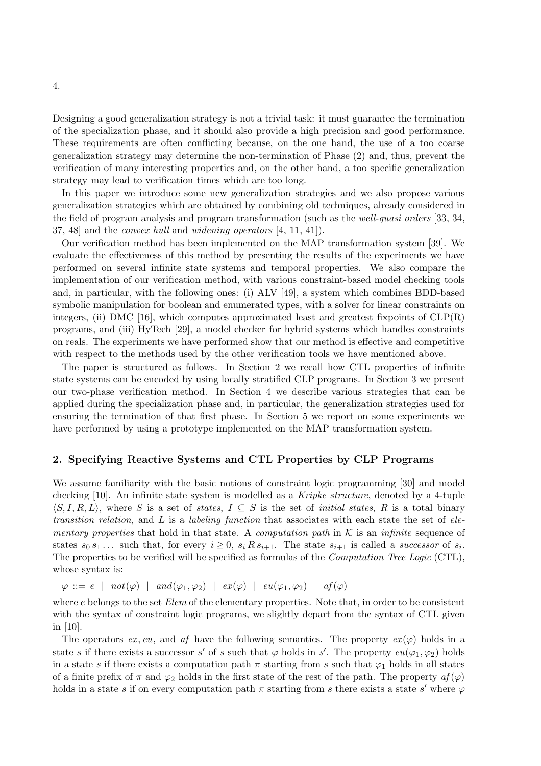Designing a good generalization strategy is not a trivial task: it must guarantee the termination of the specialization phase, and it should also provide a high precision and good performance. These requirements are often conflicting because, on the one hand, the use of a too coarse generalization strategy may determine the non-termination of Phase (2) and, thus, prevent the verification of many interesting properties and, on the other hand, a too specific generalization strategy may lead to verification times which are too long.

In this paper we introduce some new generalization strategies and we also propose various generalization strategies which are obtained by combining old techniques, already considered in the field of program analysis and program transformation (such as the *well-quasi orders* [33, 34, 37, 48] and the *convex hull* and *widening operators* [4, 11, 41]).

Our verification method has been implemented on the MAP transformation system [39]. We evaluate the effectiveness of this method by presenting the results of the experiments we have performed on several infinite state systems and temporal properties. We also compare the implementation of our verification method, with various constraint-based model checking tools and, in particular, with the following ones: (i) ALV [49], a system which combines BDD-based symbolic manipulation for boolean and enumerated types, with a solver for linear constraints on integers, (ii) DMC [16], which computes approximated least and greatest fixpoints of CLP(R) programs, and (iii) HyTech [29], a model checker for hybrid systems which handles constraints on reals. The experiments we have performed show that our method is effective and competitive with respect to the methods used by the other verification tools we have mentioned above.

The paper is structured as follows. In Section 2 we recall how CTL properties of infinite state systems can be encoded by using locally stratified CLP programs. In Section 3 we present our two-phase verification method. In Section 4 we describe various strategies that can be applied during the specialization phase and, in particular, the generalization strategies used for ensuring the termination of that first phase. In Section 5 we report on some experiments we have performed by using a prototype implemented on the MAP transformation system.

## 2. Specifying Reactive Systems and CTL Properties by CLP Programs

We assume familiarity with the basic notions of constraint logic programming [30] and model checking [10]. An infinite state system is modelled as a *Kripke structure*, denoted by a 4-tuple $\langle S, I, R, L\rangle$, where $S$ is a set of *states*, $I \subseteq S$ is the set of *initial states*, $R$ is a total binary *transition relation*, and $L$ is a *labeling function* that associates with each state the set of *elementary properties* that hold in that state. A *computation path* in $\mathcal{K}$ is an *infinite* sequence of states $s_0\, s_1 \ldots$ such that, for every $i \geq 0$, $s_i\, R\, s_{i+1}$. The state $s_{i+1}$ is called a *successor* of $s_i$. The properties to be verified will be specified as formulas of the *Computation Tree Logic* (CTL), whose syntax is:

$\varphi ::= e \;\mid\; not(\varphi) \;\mid\; and(\varphi_1, \varphi_2) \;\mid\; ex(\varphi) \;\mid\; eu(\varphi_1, \varphi_2) \;\mid\; af(\varphi)$

where $e$ belongs to the set *Elem* of the elementary properties. Note that, in order to be consistent with the syntax of constraint logic programs, we slightly depart from the syntax of CTL given in [10].

The operators $ex$, $eu$, and $af$ have the following semantics. The property $ex(\varphi)$ holds in a state $s$ if there exists a successor $s'$ of $s$ such that $\varphi$ holds in $s'$. The property $eu(\varphi_1, \varphi_2)$ holds in a state $s$ if there exists a computation path $\pi$ starting from $s$ such that $\varphi_1$ holds in all states of a finite prefix of $\pi$ and $\varphi_2$ holds in the first state of the rest of the path. The property $af(\varphi)$ holds in a state $s$ if on every computation path $\pi$ starting from $s$ there exists a state $s'$ where $\varphi$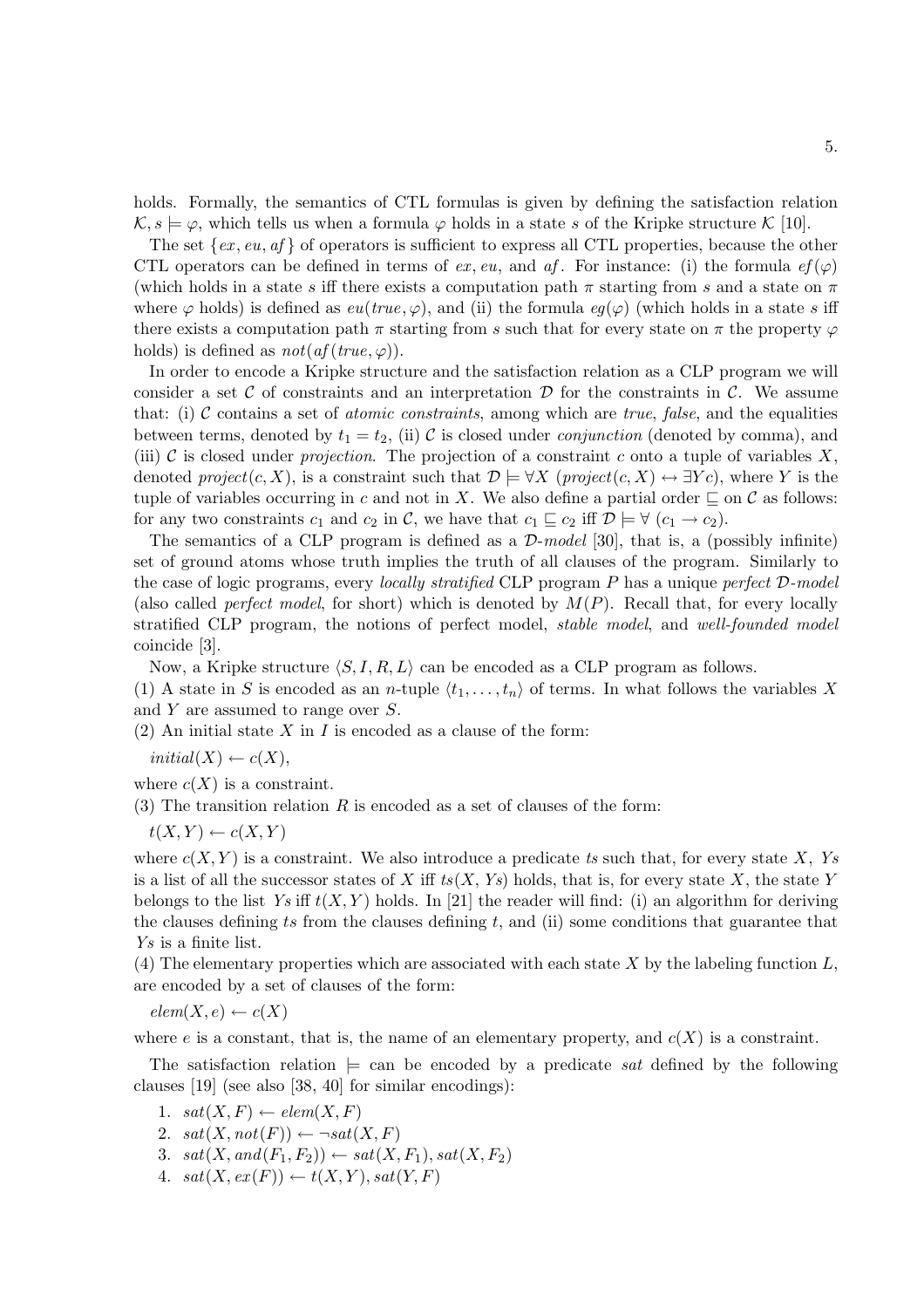holds. Formally, the semantics of CTL formulas is given by defining the satisfaction relation $\mathcal{K}, s \models \varphi$, which tells us when a formula $\varphi$ holds in a state $s$ of the Kripke structure $\mathcal{K}$ [10].

The set $\{ex, eu, af\}$ of operators is sufficient to express all CTL properties, because the other CTL operators can be defined in terms of $ex$, $eu$, and $af$. For instance: (i) the formula $ef(\varphi)$ (which holds in a state $s$ iff there exists a computation path $\pi$ starting from $s$ and a state on $\pi$ where $\varphi$ holds) is defined as $eu(true, \varphi)$, and (ii) the formula $eg(\varphi)$ (which holds in a state $s$ iff there exists a computation path $\pi$ starting from $s$ such that for every state on $\pi$ the property $\varphi$ holds) is defined as $not(af(true, \varphi))$.

In order to encode a Kripke structure and the satisfaction relation as a CLP program we will consider a set $\mathcal{C}$ of constraints and an interpretation $\mathcal{D}$ for the constraints in $\mathcal{C}$. We assume that: (i) $\mathcal{C}$ contains a set of *atomic constraints*, among which are *true*, *false*, and the equalities between terms, denoted by $t_1 = t_2$, (ii) $\mathcal{C}$ is closed under *conjunction* (denoted by comma), and (iii) $\mathcal{C}$ is closed under *projection*. The projection of a constraint $c$ onto a tuple of variables $X$, denoted $project(c, X)$, is a constraint such that $\mathcal{D} \models \forall X\ (project(c, X) \leftrightarrow \exists Y c)$, where $Y$ is the tuple of variables occurring in $c$ and not in $X$. We also define a partial order $\sqsubseteq$ on $\mathcal{C}$ as follows: for any two constraints $c_1$ and $c_2$ in $\mathcal{C}$, we have that $c_1 \sqsubseteq c_2$ iff $\mathcal{D} \models \forall\ (c_1 \rightarrow c_2)$.

The semantics of a CLP program is defined as a $\mathcal{D}$-*model* [30], that is, a (possibly infinite) set of ground atoms whose truth implies the truth of all clauses of the program. Similarly to the case of logic programs, every *locally stratified* CLP program $P$ has a unique *perfect $\mathcal{D}$-model* (also called *perfect model*, for short) which is denoted by $M(P)$. Recall that, for every locally stratified CLP program, the notions of perfect model, *stable model*, and *well-founded model* coincide [3].

Now, a Kripke structure $\langle S, I, R, L\rangle$ can be encoded as a CLP program as follows.

(1) A state in $S$ is encoded as an $n$-tuple $\langle t_1, \ldots, t_n\rangle$ of terms. In what follows the variables $X$ and $Y$ are assumed to range over $S$.

(2) An initial state $X$ in $I$ is encoded as a clause of the form:

$initial(X) \leftarrow c(X)$,

where $c(X)$ is a constraint.

(3) The transition relation $R$ is encoded as a set of clauses of the form:

$t(X, Y) \leftarrow c(X, Y)$

where $c(X, Y)$ is a constraint. We also introduce a predicate $ts$ such that, for every state $X$, $Ys$ is a list of all the successor states of $X$ iff $ts(X, Ys)$ holds, that is, for every state $X$, the state $Y$ belongs to the list $Ys$ iff $t(X, Y)$ holds. In [21] the reader will find: (i) an algorithm for deriving the clauses defining $ts$ from the clauses defining $t$, and (ii) some conditions that guarantee that $Ys$ is a finite list.

(4) The elementary properties which are associated with each state $X$ by the labeling function $L$, are encoded by a set of clauses of the form:

$elem(X, e) \leftarrow c(X)$

where $e$ is a constant, that is, the name of an elementary property, and $c(X)$ is a constraint.

The satisfaction relation $\models$ can be encoded by a predicate $sat$ defined by the following clauses [19] (see also [38, 40] for similar encodings):

1. $sat(X, F) \leftarrow elem(X, F)$
2. $sat(X, not(F)) \leftarrow \neg sat(X, F)$
3. $sat(X, and(F_1, F_2)) \leftarrow sat(X, F_1), sat(X, F_2)$
4. $sat(X, ex(F)) \leftarrow t(X, Y), sat(Y, F)$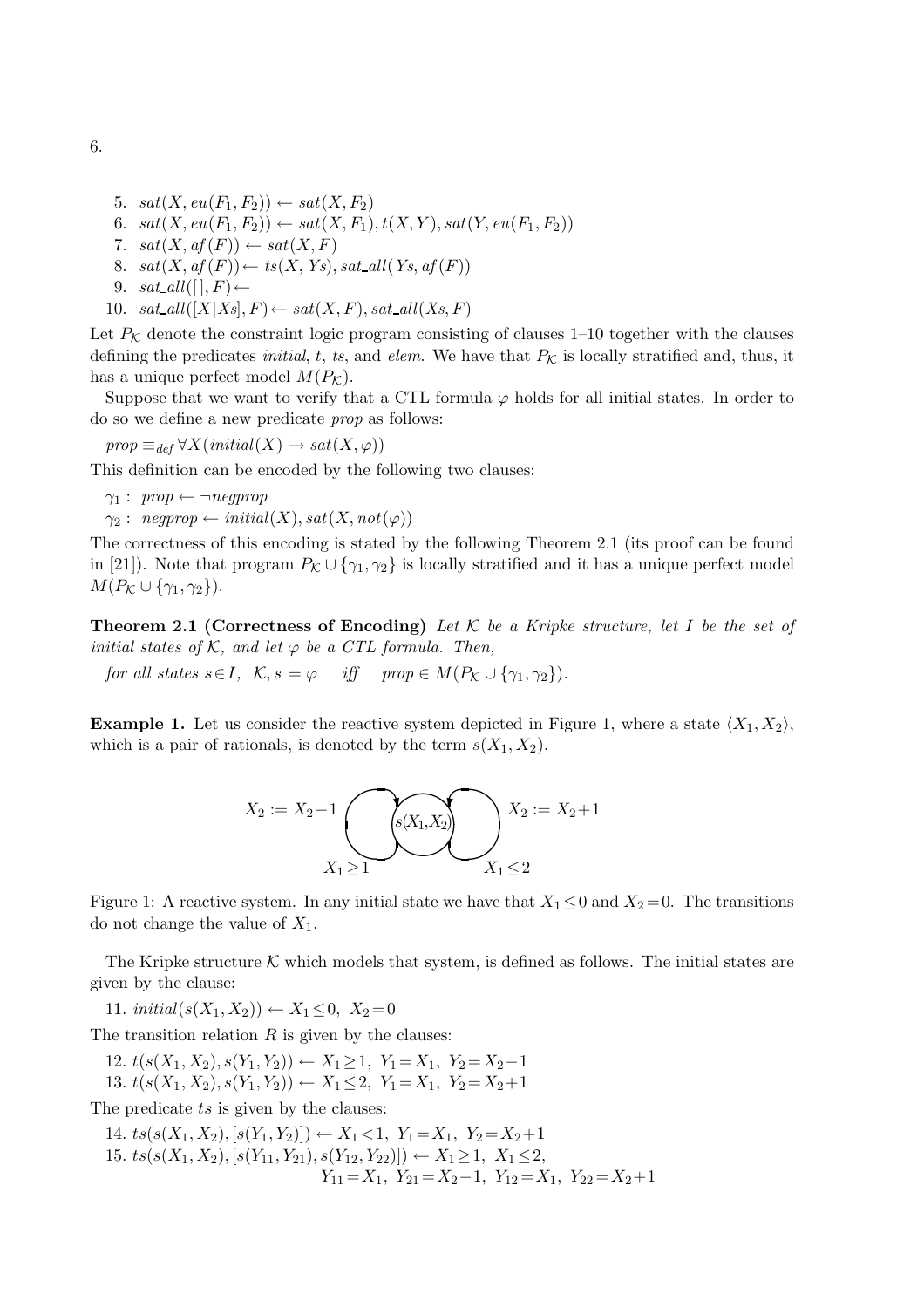5. $sat(X, eu(F_1, F_2)) \leftarrow sat(X, F_2)$
6. $sat(X, eu(F_1, F_2)) \leftarrow sat(X, F_1), t(X, Y), sat(Y, eu(F_1, F_2))$
7. $sat(X, af(F)) \leftarrow sat(X, F)$
8. $sat(X, af(F)) \leftarrow ts(X, Ys), sat\_all(Ys, af(F))$
9. $sat\_all([\,], F) \leftarrow$
10. $sat\_all([X|Xs], F) \leftarrow sat(X, F), sat\_all(Xs, F)$

Let $P_{\mathcal{K}}$ denote the constraint logic program consisting of clauses 1–10 together with the clauses defining the predicates *initial*, $t$, $ts$, and *elem*. We have that $P_{\mathcal{K}}$ is locally stratified and, thus, it has a unique perfect model $M(P_{\mathcal{K}})$.

Suppose that we want to verify that a CTL formula $\varphi$ holds for all initial states. In order to do so we define a new predicate *prop* as follows:

$prop \equiv_{def} \forall X(initial(X) \rightarrow sat(X, \varphi))$

This definition can be encoded by the following two clauses:

$\gamma_1: \; prop \leftarrow \neg negprop$

$\gamma_2: \; negprop \leftarrow initial(X), sat(X, not(\varphi))$

The correctness of this encoding is stated by the following Theorem 2.1 (its proof can be found in [21]). Note that program $P_{\mathcal{K}} \cup \{\gamma_1, \gamma_2\}$ is locally stratified and it has a unique perfect model $M(P_{\mathcal{K}} \cup \{\gamma_1, \gamma_2\})$.

**Theorem 2.1 (Correctness of Encoding)** *Let $\mathcal{K}$ be a Kripke structure, let $I$ be the set of initial states of $\mathcal{K}$, and let $\varphi$ be a CTL formula. Then,*

*for all states $s \in I$, $\mathcal{K}, s \models \varphi$ iff $prop \in M(P_{\mathcal{K}} \cup \{\gamma_1, \gamma_2\})$.*

**Example 1.** Let us consider the reactive system depicted in Figure 1, where a state $\langle X_1, X_2\rangle$, which is a pair of rationals, is denoted by the term $s(X_1, X_2)$.

$X_2 := X_2 - 1$ &nbsp;&nbsp; $s(X_1,X_2)$ &nbsp;&nbsp; $X_2 := X_2 + 1$

$X_1 \geq 1$ &nbsp;&nbsp; $X_1 \leq 2$

Figure 1: A reactive system. In any initial state we have that $X_1 \leq 0$ and $X_2 = 0$. The transitions do not change the value of $X_1$.

The Kripke structure $\mathcal{K}$ which models that system, is defined as follows. The initial states are given by the clause:

11. $initial(s(X_1, X_2)) \leftarrow X_1 \leq 0, \; X_2 = 0$

The transition relation $R$ is given by the clauses:

12. $t(s(X_1, X_2), s(Y_1, Y_2)) \leftarrow X_1 \geq 1, \; Y_1 = X_1, \; Y_2 = X_2 - 1$
13. $t(s(X_1, X_2), s(Y_1, Y_2)) \leftarrow X_1 \leq 2, \; Y_1 = X_1, \; Y_2 = X_2 + 1$

The predicate $ts$ is given by the clauses:

14. $ts(s(X_1, X_2), [s(Y_1, Y_2)]) \leftarrow X_1 < 1, \; Y_1 = X_1, \; Y_2 = X_2 + 1$
15. $ts(s(X_1, X_2), [s(Y_{11}, Y_{21}), s(Y_{12}, Y_{22})]) \leftarrow X_1 \geq 1, \; X_1 \leq 2,$
$\quad\quad Y_{11} = X_1, \; Y_{21} = X_2 - 1, \; Y_{12} = X_1, \; Y_{22} = X_2 + 1$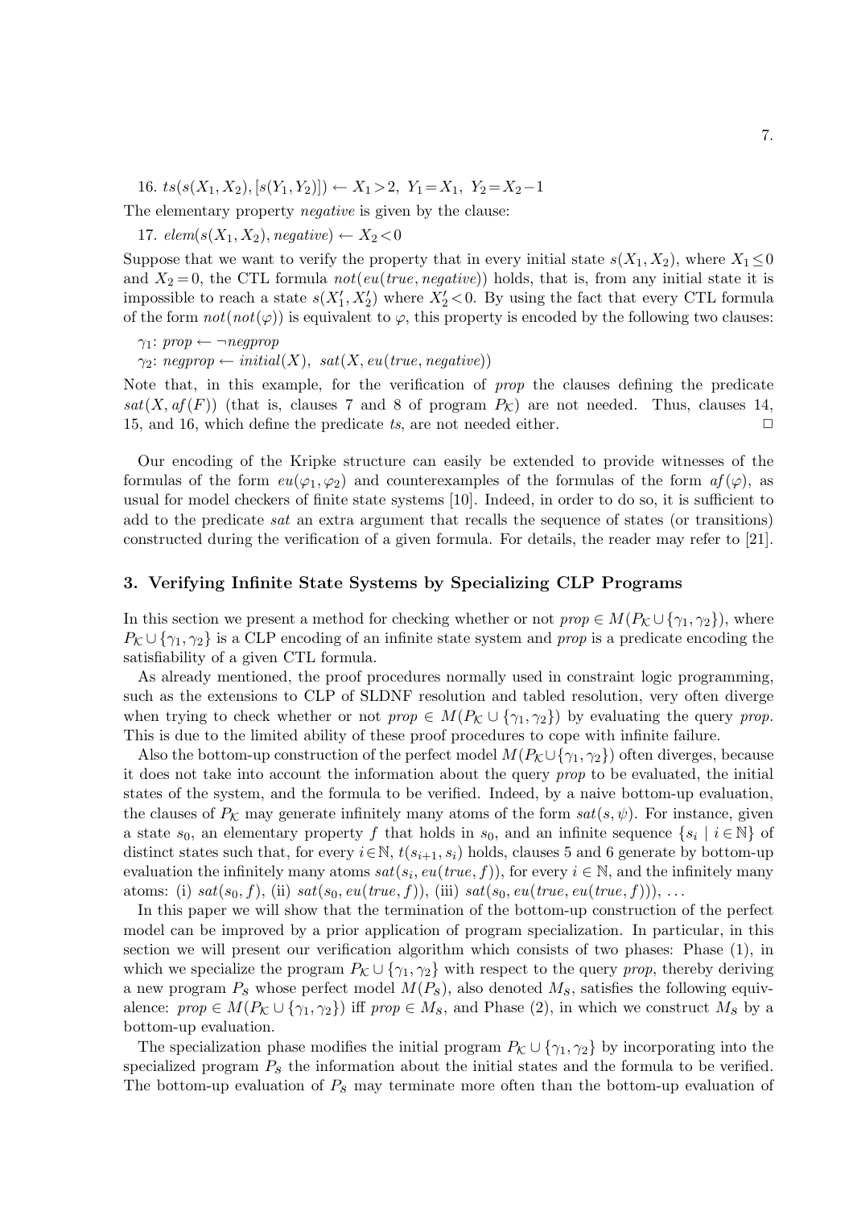16. $ts(s(X_1, X_2), [s(Y_1, Y_2)]) \leftarrow X_1 > 2,\ Y_1 = X_1,\ Y_2 = X_2 - 1$

The elementary property *negative* is given by the clause:

17. $elem(s(X_1, X_2), negative) \leftarrow X_2 < 0$

Suppose that we want to verify the property that in every initial state $s(X_1, X_2)$, where $X_1 \leq 0$ and $X_2 = 0$, the CTL formula $not(eu(true, negative))$ holds, that is, from any initial state it is impossible to reach a state $s(X_1', X_2')$ where $X_2' < 0$. By using the fact that every CTL formula of the form $not(not(\varphi))$ is equivalent to $\varphi$, this property is encoded by the following two clauses:

$\gamma_1$: $prop \leftarrow \neg negprop$

$\gamma_2$: $negprop \leftarrow initial(X),\ sat(X, eu(true, negative))$

Note that, in this example, for the verification of *prop* the clauses defining the predicate $sat(X, af(F))$ (that is, clauses 7 and 8 of program $P_{\mathcal{K}}$) are not needed. Thus, clauses 14, 15, and 16, which define the predicate *ts*, are not needed either. □

Our encoding of the Kripke structure can easily be extended to provide witnesses of the formulas of the form $eu(\varphi_1, \varphi_2)$ and counterexamples of the formulas of the form $af(\varphi)$, as usual for model checkers of finite state systems [10]. Indeed, in order to do so, it is sufficient to add to the predicate *sat* an extra argument that recalls the sequence of states (or transitions) constructed during the verification of a given formula. For details, the reader may refer to [21].

## 3. Verifying Infinite State Systems by Specializing CLP Programs

In this section we present a method for checking whether or not $prop \in M(P_{\mathcal{K}} \cup \{\gamma_1, \gamma_2\})$, where $P_{\mathcal{K}} \cup \{\gamma_1, \gamma_2\}$ is a CLP encoding of an infinite state system and *prop* is a predicate encoding the satisfiability of a given CTL formula.

As already mentioned, the proof procedures normally used in constraint logic programming, such as the extensions to CLP of SLDNF resolution and tabled resolution, very often diverge when trying to check whether or not $prop \in M(P_{\mathcal{K}} \cup \{\gamma_1, \gamma_2\})$ by evaluating the query *prop*. This is due to the limited ability of these proof procedures to cope with infinite failure.

Also the bottom-up construction of the perfect model $M(P_{\mathcal{K}} \cup \{\gamma_1, \gamma_2\})$ often diverges, because it does not take into account the information about the query *prop* to be evaluated, the initial states of the system, and the formula to be verified. Indeed, by a naive bottom-up evaluation, the clauses of $P_{\mathcal{K}}$ may generate infinitely many atoms of the form $sat(s, \psi)$. For instance, given a state $s_0$, an elementary property $f$ that holds in $s_0$, and an infinite sequence $\{s_i \mid i \in \mathbb{N}\}$ of distinct states such that, for every $i \in \mathbb{N}$, $t(s_{i+1}, s_i)$ holds, clauses 5 and 6 generate by bottom-up evaluation the infinitely many atoms $sat(s_i, eu(true, f))$, for every $i \in \mathbb{N}$, and the infinitely many atoms: (i) $sat(s_0, f)$, (ii) $sat(s_0, eu(true, f))$, (iii) $sat(s_0, eu(true, eu(true, f)))$, ...

In this paper we will show that the termination of the bottom-up construction of the perfect model can be improved by a prior application of program specialization. In particular, in this section we will present our verification algorithm which consists of two phases: Phase (1), in which we specialize the program $P_{\mathcal{K}} \cup \{\gamma_1, \gamma_2\}$ with respect to the query *prop*, thereby deriving a new program $P_S$ whose perfect model $M(P_S)$, also denoted $M_S$, satisfies the following equivalence: $prop \in M(P_{\mathcal{K}} \cup \{\gamma_1, \gamma_2\})$ iff $prop \in M_S$, and Phase (2), in which we construct $M_S$ by a bottom-up evaluation.

The specialization phase modifies the initial program $P_{\mathcal{K}} \cup \{\gamma_1, \gamma_2\}$ by incorporating into the specialized program $P_S$ the information about the initial states and the formula to be verified. The bottom-up evaluation of $P_S$ may terminate more often than the bottom-up evaluation of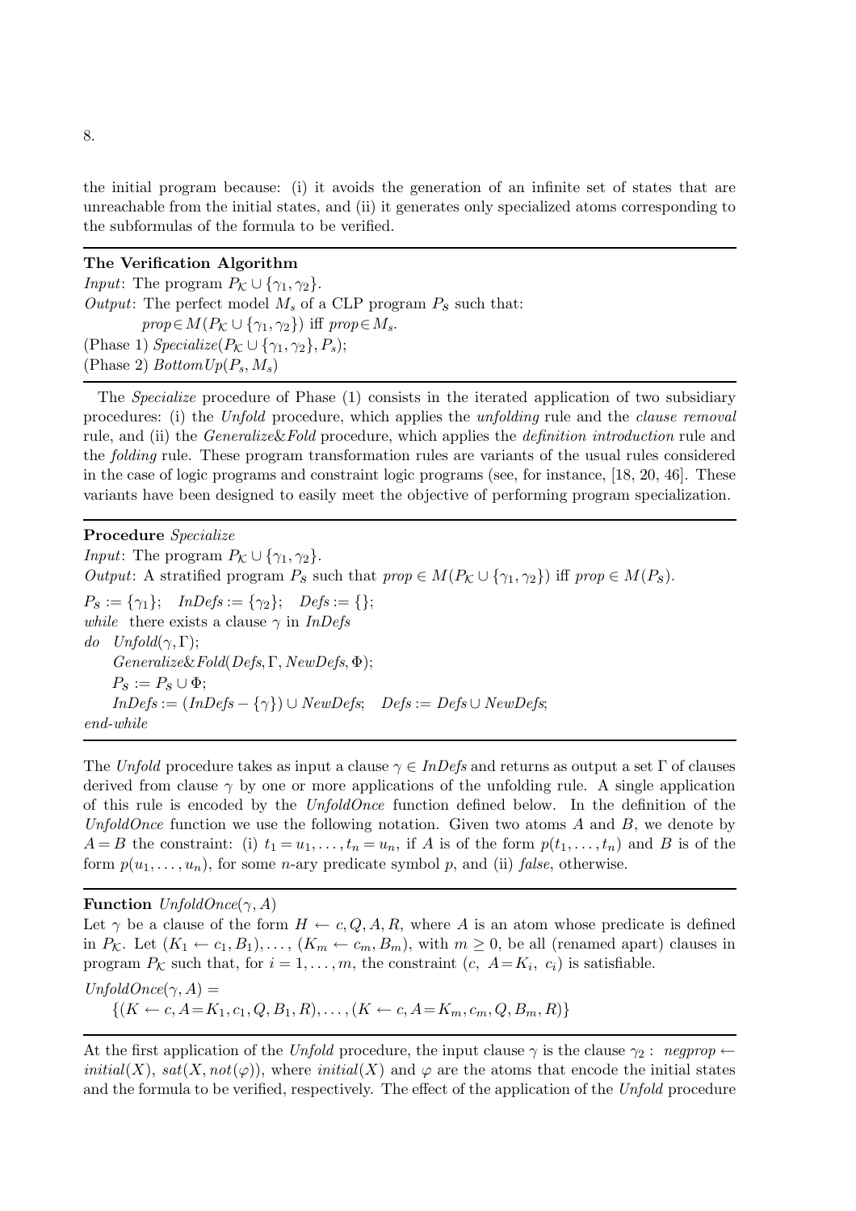the initial program because: (i) it avoids the generation of an infinite set of states that are unreachable from the initial states, and (ii) it generates only specialized atoms corresponding to the subformulas of the formula to be verified.

---

**The Verification Algorithm**

*Input*: The program $P_{\mathcal{K}} \cup \{\gamma_1, \gamma_2\}$.

*Output*: The perfect model $M_s$ of a CLP program $P_S$ such that:

$\quad prop \in M(P_{\mathcal{K}} \cup \{\gamma_1, \gamma_2\})$ iff $prop \in M_s$.

(Phase 1) $Specialize(P_{\mathcal{K}} \cup \{\gamma_1, \gamma_2\}, P_s)$;

(Phase 2) $BottomUp(P_s, M_s)$

---

The *Specialize* procedure of Phase (1) consists in the iterated application of two subsidiary procedures: (i) the *Unfold* procedure, which applies the *unfolding* rule and the *clause removal* rule, and (ii) the *Generalize&Fold* procedure, which applies the *definition introduction* rule and the *folding* rule. These program transformation rules are variants of the usual rules considered in the case of logic programs and constraint logic programs (see, for instance, [18, 20, 46]. These variants have been designed to easily meet the objective of performing program specialization.

---

**Procedure** *Specialize*

*Input*: The program $P_{\mathcal{K}} \cup \{\gamma_1, \gamma_2\}$.

*Output*: A stratified program $P_S$ such that $prop \in M(P_{\mathcal{K}} \cup \{\gamma_1, \gamma_2\})$ iff $prop \in M(P_S)$.

$P_S := \{\gamma_1\}$; $\quad InDefs := \{\gamma_2\}$; $\quad Defs := \{\}$;

*while* there exists a clause $\gamma$ in $InDefs$

*do* $\quad Unfold(\gamma, \Gamma)$;

$\quad\quad Generalize\&Fold(Defs, \Gamma, NewDefs, \Phi)$;

$\quad\quad P_S := P_S \cup \Phi$;

$\quad\quad InDefs := (InDefs - \{\gamma\}) \cup NewDefs$; $\quad Defs := Defs \cup NewDefs$;

*end-while*

---

The *Unfold* procedure takes as input a clause $\gamma \in InDefs$ and returns as output a set $\Gamma$ of clauses derived from clause $\gamma$ by one or more applications of the unfolding rule. A single application of this rule is encoded by the *UnfoldOnce* function defined below. In the definition of the *UnfoldOnce* function we use the following notation. Given two atoms $A$ and $B$, we denote by $A = B$ the constraint: (i) $t_1 = u_1, \ldots, t_n = u_n$, if $A$ is of the form $p(t_1, \ldots, t_n)$ and $B$ is of the form $p(u_1, \ldots, u_n)$, for some $n$-ary predicate symbol $p$, and (ii) *false*, otherwise.

---

**Function** $UnfoldOnce(\gamma, A)$

Let $\gamma$ be a clause of the form $H \leftarrow c, Q, A, R$, where $A$ is an atom whose predicate is defined in $P_{\mathcal{K}}$. Let $(K_1 \leftarrow c_1, B_1), \ldots, (K_m \leftarrow c_m, B_m)$, with $m \geq 0$, be all (renamed apart) clauses in program $P_{\mathcal{K}}$ such that, for $i = 1, \ldots, m$, the constraint $(c,\ A = K_i,\ c_i)$ is satisfiable.

$UnfoldOnce(\gamma, A) =$

$$\{(K \leftarrow c, A = K_1, c_1, Q, B_1, R), \ldots, (K \leftarrow c, A = K_m, c_m, Q, B_m, R)\}$$

---

At the first application of the *Unfold* procedure, the input clause $\gamma$ is the clause $\gamma_2$ : $negprop \leftarrow initial(X),\ sat(X, not(\varphi))$, where $initial(X)$ and $\varphi$ are the atoms that encode the initial states and the formula to be verified, respectively. The effect of the application of the *Unfold* procedure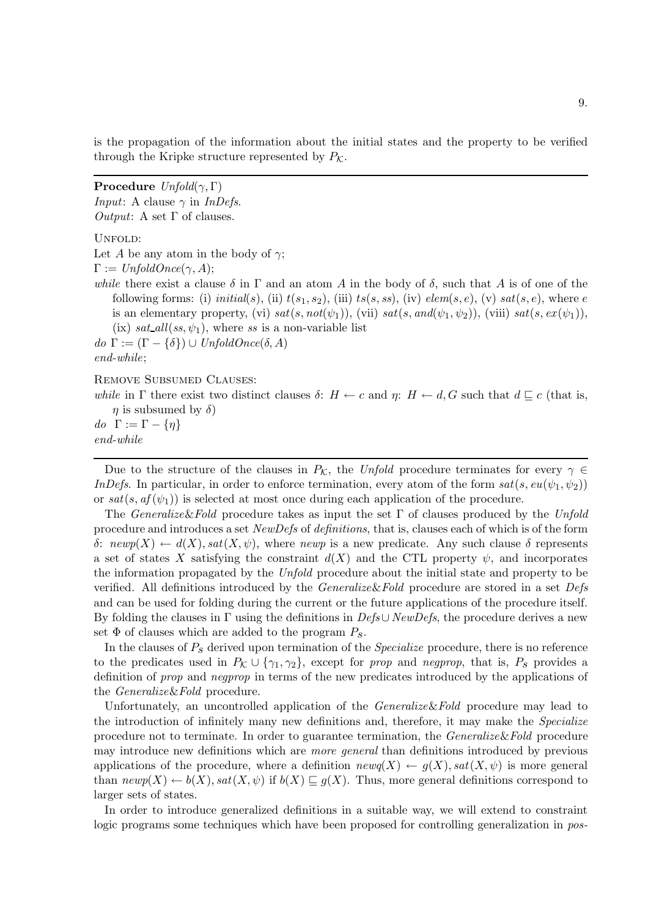is the propagation of the information about the initial states and the property to be verified through the Kripke structure represented by $P_{\mathcal{K}}$.

---

**Procedure** *Unfold*$(\gamma, \Gamma)$
*Input*: A clause $\gamma$ in *InDefs*.
*Output*: A set $\Gamma$ of clauses.

Unfold:
Let $A$ be any atom in the body of $\gamma$;
$\Gamma := \mathit{UnfoldOnce}(\gamma, A)$;
*while* there exist a clause $\delta$ in $\Gamma$ and an atom $A$ in the body of $\delta$, such that $A$ is of one of the following forms: (i) $\mathit{initial}(s)$, (ii) $t(s_1, s_2)$, (iii) $ts(s, ss)$, (iv) $\mathit{elem}(s, e)$, (v) $\mathit{sat}(s, e)$, where $e$ is an elementary property, (vi) $\mathit{sat}(s, \mathit{not}(\psi_1))$, (vii) $\mathit{sat}(s, \mathit{and}(\psi_1, \psi_2))$, (viii) $\mathit{sat}(s, \mathit{ex}(\psi_1))$, (ix) $\mathit{sat\_all}(ss, \psi_1)$, where $ss$ is a non-variable list
*do* $\Gamma := (\Gamma - \{\delta\}) \cup \mathit{UnfoldOnce}(\delta, A)$
*end-while*;

Remove Subsumed Clauses:
*while* in $\Gamma$ there exist two distinct clauses $\delta$: $H \leftarrow c$ and $\eta$: $H \leftarrow d, G$ such that $d \sqsubseteq c$ (that is, $\eta$ is subsumed by $\delta$)
*do* $\Gamma := \Gamma - \{\eta\}$
*end-while*

---

Due to the structure of the clauses in $P_{\mathcal{K}}$, the *Unfold* procedure terminates for every $\gamma \in$ *InDefs*. In particular, in order to enforce termination, every atom of the form $\mathit{sat}(s, \mathit{eu}(\psi_1, \psi_2))$ or $\mathit{sat}(s, \mathit{af}(\psi_1))$ is selected at most once during each application of the procedure.

The *Generalize&Fold* procedure takes as input the set $\Gamma$ of clauses produced by the *Unfold* procedure and introduces a set *NewDefs* of *definitions*, that is, clauses each of which is of the form $\delta$: $\mathit{newp}(X) \leftarrow d(X), \mathit{sat}(X, \psi)$, where *newp* is a new predicate. Any such clause $\delta$ represents a set of states $X$ satisfying the constraint $d(X)$ and the CTL property $\psi$, and incorporates the information propagated by the *Unfold* procedure about the initial state and property to be verified. All definitions introduced by the *Generalize&Fold* procedure are stored in a set *Defs* and can be used for folding during the current or the future applications of the procedure itself. By folding the clauses in $\Gamma$ using the definitions in *Defs* $\cup$ *NewDefs*, the procedure derives a new set $\Phi$ of clauses which are added to the program $P_{\mathcal{S}}$.

In the clauses of $P_{\mathcal{S}}$ derived upon termination of the *Specialize* procedure, there is no reference to the predicates used in $P_{\mathcal{K}} \cup \{\gamma_1, \gamma_2\}$, except for *prop* and *negprop*, that is, $P_{\mathcal{S}}$ provides a definition of *prop* and *negprop* in terms of the new predicates introduced by the applications of the *Generalize&Fold* procedure.

Unfortunately, an uncontrolled application of the *Generalize&Fold* procedure may lead to the introduction of infinitely many new definitions and, therefore, it may make the *Specialize* procedure not to terminate. In order to guarantee termination, the *Generalize&Fold* procedure may introduce new definitions which are *more general* than definitions introduced by previous applications of the procedure, where a definition $\mathit{newq}(X) \leftarrow g(X), \mathit{sat}(X, \psi)$ is more general than $\mathit{newp}(X) \leftarrow b(X), \mathit{sat}(X, \psi)$ if $b(X) \sqsubseteq g(X)$. Thus, more general definitions correspond to larger sets of states.

In order to introduce generalized definitions in a suitable way, we will extend to constraint logic programs some techniques which have been proposed for controlling generalization in *pos-*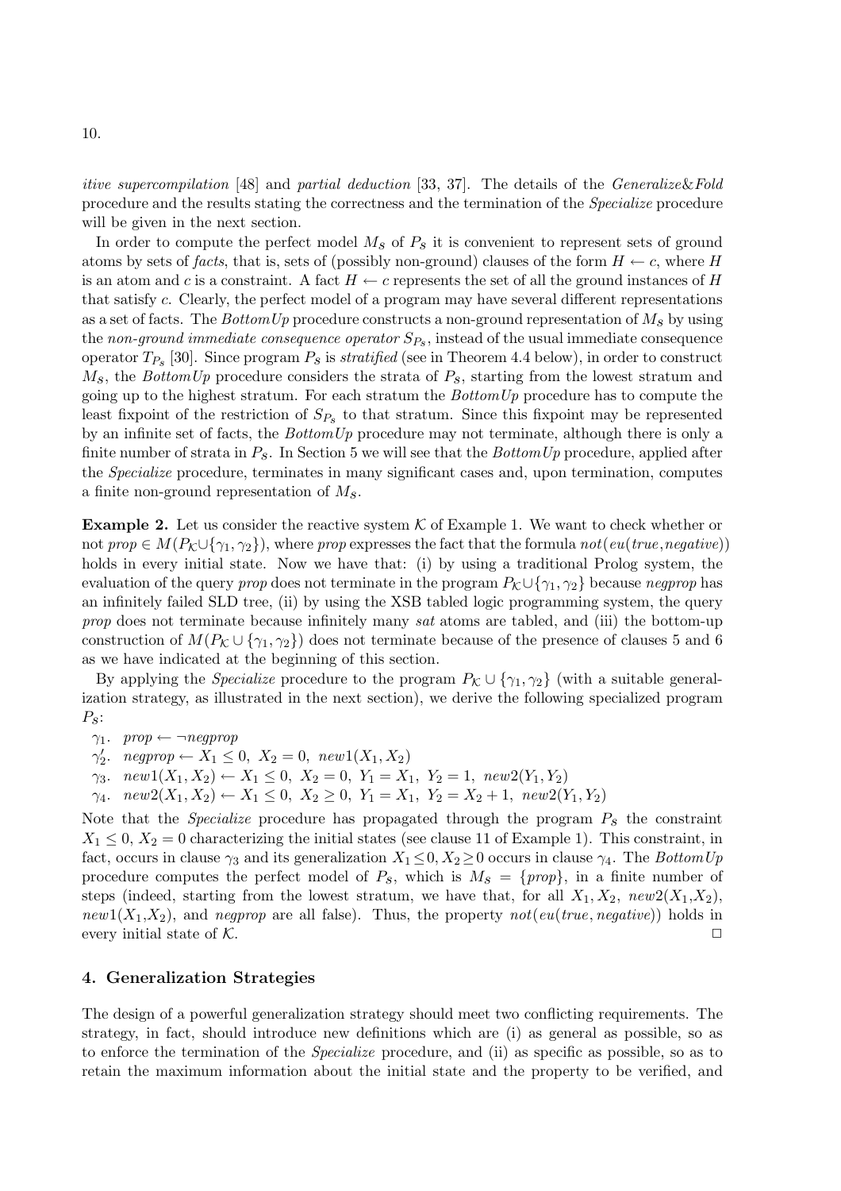*itive supercompilation* [48] and *partial deduction* [33, 37]. The details of the *Generalize&Fold* procedure and the results stating the correctness and the termination of the *Specialize* procedure will be given in the next section.

In order to compute the perfect model $M_S$ of $P_S$ it is convenient to represent sets of ground atoms by sets of *facts*, that is, sets of (possibly non-ground) clauses of the form $H \leftarrow c$, where $H$ is an atom and $c$ is a constraint. A fact $H \leftarrow c$ represents the set of all the ground instances of $H$ that satisfy $c$. Clearly, the perfect model of a program may have several different representations as a set of facts. The *BottomUp* procedure constructs a non-ground representation of $M_S$ by using the *non-ground immediate consequence operator* $S_{P_S}$, instead of the usual immediate consequence operator $T_{P_S}$ [30]. Since program $P_S$ is *stratified* (see in Theorem 4.4 below), in order to construct $M_S$, the *BottomUp* procedure considers the strata of $P_S$, starting from the lowest stratum and going up to the highest stratum. For each stratum the *BottomUp* procedure has to compute the least fixpoint of the restriction of $S_{P_S}$ to that stratum. Since this fixpoint may be represented by an infinite set of facts, the *BottomUp* procedure may not terminate, although there is only a finite number of strata in $P_S$. In Section 5 we will see that the *BottomUp* procedure, applied after the *Specialize* procedure, terminates in many significant cases and, upon termination, computes a finite non-ground representation of $M_S$.

**Example 2.** Let us consider the reactive system $\mathcal{K}$ of Example 1. We want to check whether or not $prop \in M(P_{\mathcal{K}} \cup \{\gamma_1, \gamma_2\})$, where *prop* expresses the fact that the formula $not(eu(true, negative))$ holds in every initial state. Now we have that: (i) by using a traditional Prolog system, the evaluation of the query *prop* does not terminate in the program $P_{\mathcal{K}} \cup \{\gamma_1, \gamma_2\}$ because *negprop* has an infinitely failed SLD tree, (ii) by using the XSB tabled logic programming system, the query *prop* does not terminate because infinitely many *sat* atoms are tabled, and (iii) the bottom-up construction of $M(P_{\mathcal{K}} \cup \{\gamma_1, \gamma_2\})$ does not terminate because of the presence of clauses 5 and 6 as we have indicated at the beginning of this section.

By applying the *Specialize* procedure to the program $P_{\mathcal{K}} \cup \{\gamma_1, \gamma_2\}$ (with a suitable generalization strategy, as illustrated in the next section), we derive the following specialized program $P_S$:

$\gamma_1$. $prop \leftarrow \neg negprop$

$\gamma_2'$. $negprop \leftarrow X_1 \leq 0,\ X_2 = 0,\ new1(X_1, X_2)$

$\gamma_3$. $new1(X_1, X_2) \leftarrow X_1 \leq 0,\ X_2 = 0,\ Y_1 = X_1,\ Y_2 = 1,\ new2(Y_1, Y_2)$

$\gamma_4$. $new2(X_1, X_2) \leftarrow X_1 \leq 0,\ X_2 \geq 0,\ Y_1 = X_1,\ Y_2 = X_2 + 1,\ new2(Y_1, Y_2)$

Note that the *Specialize* procedure has propagated through the program $P_S$ the constraint $X_1 \leq 0,\ X_2 = 0$ characterizing the initial states (see clause 11 of Example 1). This constraint, in fact, occurs in clause $\gamma_3$ and its generalization $X_1 \leq 0, X_2 \geq 0$ occurs in clause $\gamma_4$. The *BottomUp* procedure computes the perfect model of $P_S$, which is $M_S = \{prop\}$, in a finite number of steps (indeed, starting from the lowest stratum, we have that, for all $X_1, X_2$, $new2(X_1,X_2)$, $new1(X_1,X_2)$, and *negprop* are all false). Thus, the property $not(eu(true, negative))$ holds in every initial state of $\mathcal{K}$. □

## 4. Generalization Strategies

The design of a powerful generalization strategy should meet two conflicting requirements. The strategy, in fact, should introduce new definitions which are (i) as general as possible, so as to enforce the termination of the *Specialize* procedure, and (ii) as specific as possible, so as to retain the maximum information about the initial state and the property to be verified, and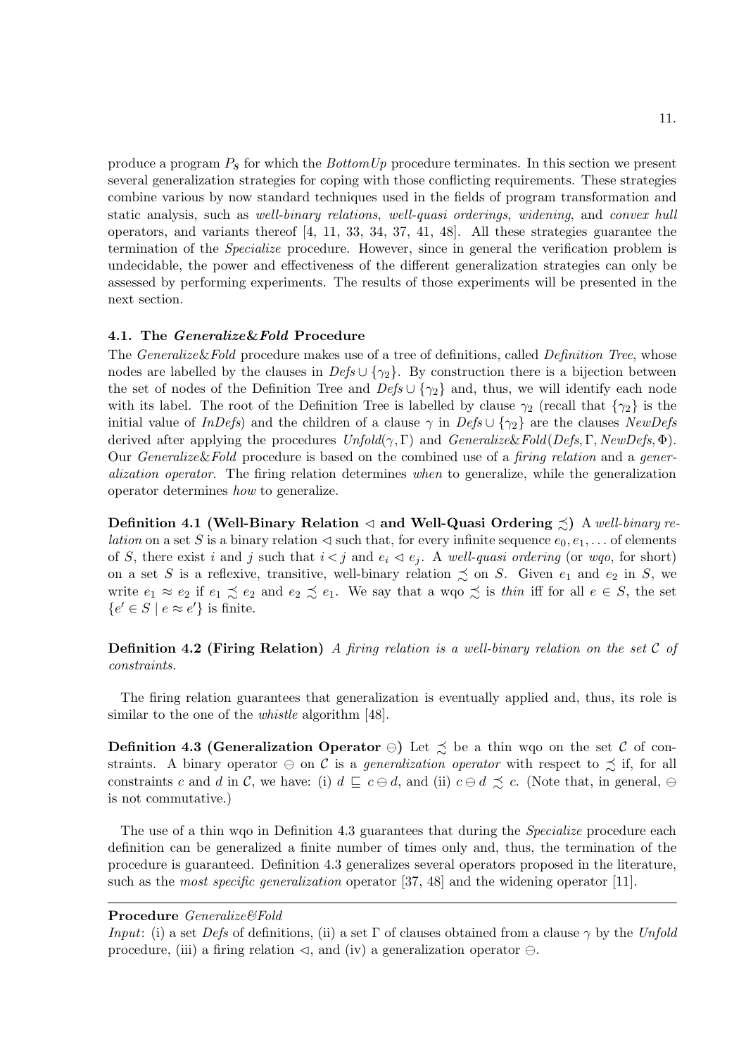produce a program $P_S$ for which the *BottomUp* procedure terminates. In this section we present several generalization strategies for coping with those conflicting requirements. These strategies combine various by now standard techniques used in the fields of program transformation and static analysis, such as *well-binary relations*, *well-quasi orderings*, *widening*, and *convex hull* operators, and variants thereof [4, 11, 33, 34, 37, 41, 48]. All these strategies guarantee the termination of the *Specialize* procedure. However, since in general the verification problem is undecidable, the power and effectiveness of the different generalization strategies can only be assessed by performing experiments. The results of those experiments will be presented in the next section.

### 4.1. The *Generalize&Fold* Procedure

The *Generalize&Fold* procedure makes use of a tree of definitions, called *Definition Tree*, whose nodes are labelled by the clauses in $Defs \cup \{\gamma_2\}$. By construction there is a bijection between the set of nodes of the Definition Tree and $Defs \cup \{\gamma_2\}$ and, thus, we will identify each node with its label. The root of the Definition Tree is labelled by clause $\gamma_2$ (recall that $\{\gamma_2\}$ is the initial value of *InDefs*) and the children of a clause $\gamma$ in $Defs \cup \{\gamma_2\}$ are the clauses *NewDefs* derived after applying the procedures $Unfold(\gamma, \Gamma)$ and $Generalize\&Fold(Defs, \Gamma, NewDefs, \Phi)$. Our *Generalize&Fold* procedure is based on the combined use of a *firing relation* and a *generalization operator*. The firing relation determines *when* to generalize, while the generalization operator determines *how* to generalize.

**Definition 4.1 (Well-Binary Relation $\lhd$ and Well-Quasi Ordering $\precsim$)** A *well-binary relation* on a set $S$ is a binary relation $\lhd$ such that, for every infinite sequence $e_0, e_1, \ldots$ of elements of $S$, there exist $i$ and $j$ such that $i < j$ and $e_i \lhd e_j$. A *well-quasi ordering* (or *wqo*, for short) on a set $S$ is a reflexive, transitive, well-binary relation $\precsim$ on $S$. Given $e_1$ and $e_2$ in $S$, we write $e_1 \approx e_2$ if $e_1 \precsim e_2$ and $e_2 \precsim e_1$. We say that a wqo $\precsim$ is *thin* iff for all $e \in S$, the set $\{e' \in S \mid e \approx e'\}$ is finite.

**Definition 4.2 (Firing Relation)** *A firing relation is a well-binary relation on the set $\mathcal{C}$ of constraints.*

The firing relation guarantees that generalization is eventually applied and, thus, its role is similar to the one of the *whistle* algorithm [48].

**Definition 4.3 (Generalization Operator $\ominus$)** Let $\precsim$ be a thin wqo on the set $\mathcal{C}$ of constraints. A binary operator $\ominus$ on $\mathcal{C}$ is a *generalization operator* with respect to $\precsim$ if, for all constraints $c$ and $d$ in $\mathcal{C}$, we have: (i) $d \sqsubseteq c \ominus d$, and (ii) $c \ominus d \precsim c$. (Note that, in general, $\ominus$ is not commutative.)

The use of a thin wqo in Definition 4.3 guarantees that during the *Specialize* procedure each definition can be generalized a finite number of times only and, thus, the termination of the procedure is guaranteed. Definition 4.3 generalizes several operators proposed in the literature, such as the *most specific generalization* operator [37, 48] and the widening operator [11].

---

**Procedure** *Generalize&Fold*

*Input*: (i) a set *Defs* of definitions, (ii) a set $\Gamma$ of clauses obtained from a clause $\gamma$ by the *Unfold* procedure, (iii) a firing relation $\lhd$, and (iv) a generalization operator $\ominus$.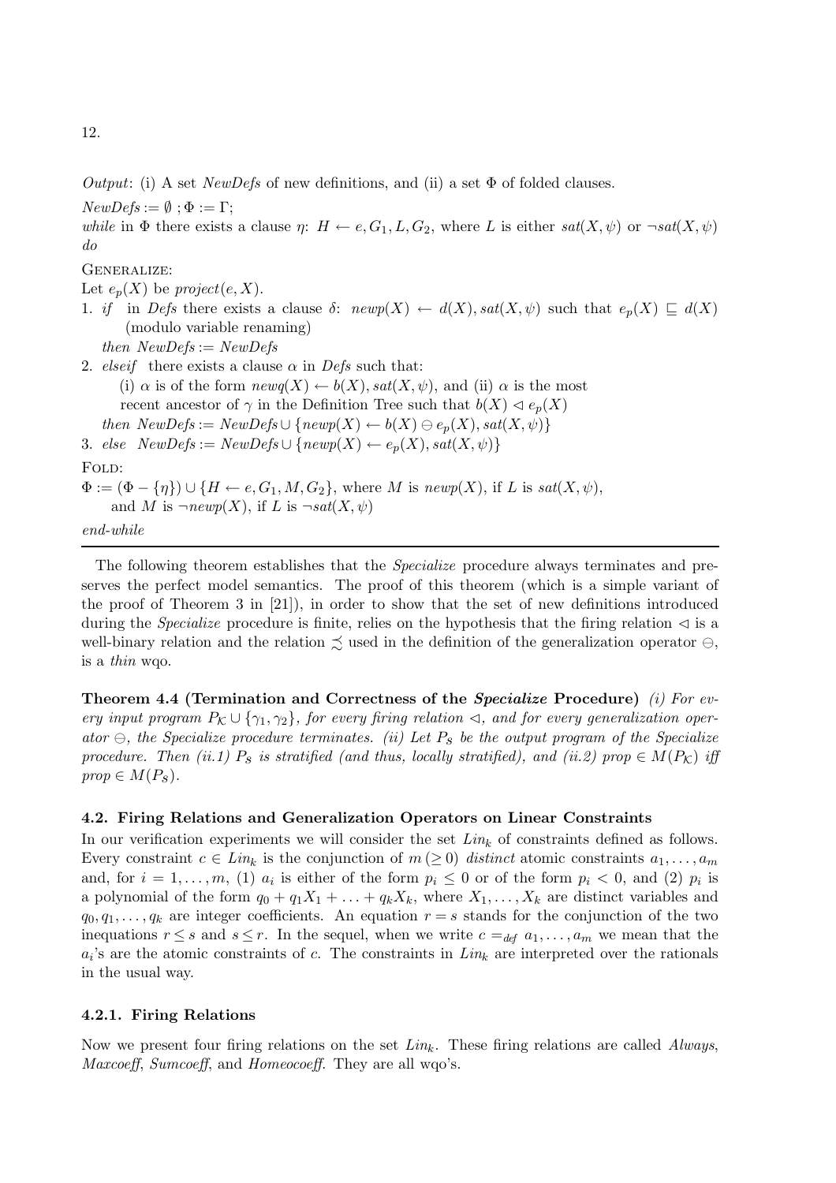*Output*: (i) A set *NewDefs* of new definitions, and (ii) a set $\Phi$ of folded clauses.

$\mathit{NewDefs} := \emptyset$ ; $\Phi := \Gamma$;

*while* in $\Phi$ there exists a clause $\eta$: $H \leftarrow e, G_1, L, G_2$, where $L$ is either $\mathit{sat}(X,\psi)$ or $\neg \mathit{sat}(X,\psi)$ *do*

GENERALIZE:

Let $e_p(X)$ be $\mathit{project}(e, X)$.

1. *if* in *Defs* there exists a clause $\delta$: $\mathit{newp}(X) \leftarrow d(X), \mathit{sat}(X,\psi)$ such that $e_p(X) \sqsubseteq d(X)$ (modulo variable renaming)
   *then* $\mathit{NewDefs} := \mathit{NewDefs}$
2. *elseif* there exists a clause $\alpha$ in *Defs* such that:
   (i) $\alpha$ is of the form $\mathit{newq}(X) \leftarrow b(X), \mathit{sat}(X,\psi)$, and (ii) $\alpha$ is the most recent ancestor of $\gamma$ in the Definition Tree such that $b(X) \lhd e_p(X)$
   *then* $\mathit{NewDefs} := \mathit{NewDefs} \cup \{\mathit{newp}(X) \leftarrow b(X) \ominus e_p(X), \mathit{sat}(X,\psi)\}$
3. *else* $\mathit{NewDefs} := \mathit{NewDefs} \cup \{\mathit{newp}(X) \leftarrow e_p(X), \mathit{sat}(X,\psi)\}$

FOLD:

$\Phi := (\Phi - \{\eta\}) \cup \{H \leftarrow e, G_1, M, G_2\}$, where $M$ is $\mathit{newp}(X)$, if $L$ is $\mathit{sat}(X,\psi)$, and $M$ is $\neg \mathit{newp}(X)$, if $L$ is $\neg \mathit{sat}(X,\psi)$

*end-while*

---

The following theorem establishes that the *Specialize* procedure always terminates and preserves the perfect model semantics. The proof of this theorem (which is a simple variant of the proof of Theorem 3 in [21]), in order to show that the set of new definitions introduced during the *Specialize* procedure is finite, relies on the hypothesis that the firing relation $\lhd$ is a well-binary relation and the relation $\precsim$ used in the definition of the generalization operator $\ominus$, is a *thin* wqo.

**Theorem 4.4 (Termination and Correctness of the *Specialize* Procedure)** *(i) For every input program $P_\mathcal{K} \cup \{\gamma_1, \gamma_2\}$, for every firing relation $\lhd$, and for every generalization operator $\ominus$, the Specialize procedure terminates. (ii) Let $P_S$ be the output program of the Specialize procedure. Then (ii.1) $P_S$ is stratified (and thus, locally stratified), and (ii.2) $\mathit{prop} \in M(P_\mathcal{K})$ iff $\mathit{prop} \in M(P_S)$.*

### 4.2. Firing Relations and Generalization Operators on Linear Constraints

In our verification experiments we will consider the set $\mathit{Lin}_k$ of constraints defined as follows. Every constraint $c \in \mathit{Lin}_k$ is the conjunction of $m\,(\geq 0)$ *distinct* atomic constraints $a_1, \ldots, a_m$ and, for $i = 1, \ldots, m$, (1) $a_i$ is either of the form $p_i \leq 0$ or of the form $p_i < 0$, and (2) $p_i$ is a polynomial of the form $q_0 + q_1X_1 + \ldots + q_kX_k$, where $X_1, \ldots, X_k$ are distinct variables and $q_0, q_1, \ldots, q_k$ are integer coefficients. An equation $r = s$ stands for the conjunction of the two inequations $r \leq s$ and $s \leq r$. In the sequel, when we write $c =_{\mathit{def}} a_1, \ldots, a_m$ we mean that the $a_i$'s are the atomic constraints of $c$. The constraints in $\mathit{Lin}_k$ are interpreted over the rationals in the usual way.

#### 4.2.1. Firing Relations

Now we present four firing relations on the set $\mathit{Lin}_k$. These firing relations are called *Always*, *Maxcoeff*, *Sumcoeff*, and *Homeocoeff*. They are all wqo's.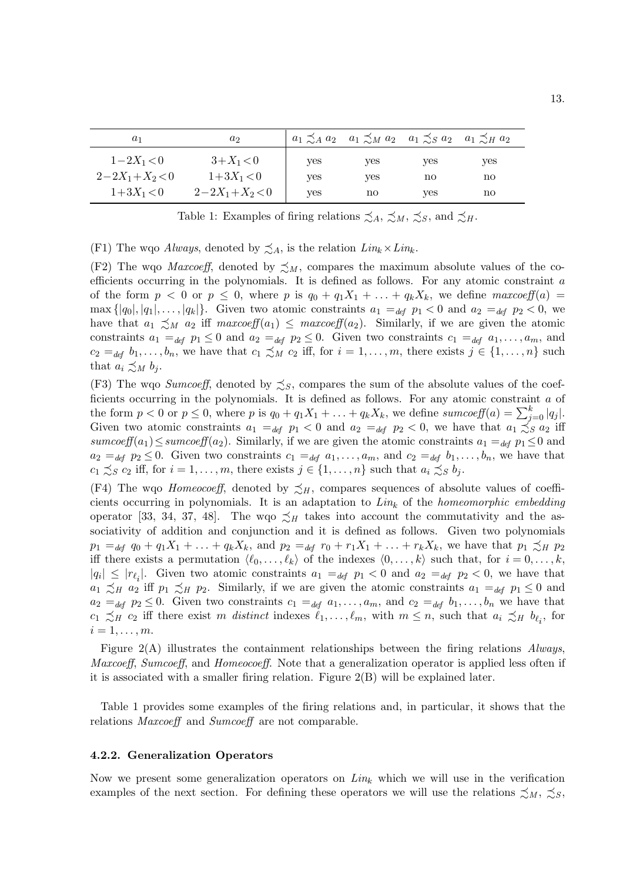| $a_1$ | $a_2$ | $a_1 \precsim_A a_2$ | $a_1 \precsim_M a_2$ | $a_1 \precsim_S a_2$ | $a_1 \precsim_H a_2$ |
|---|---|---|---|---|---|
| $1-2X_1<0$ | $3+X_1<0$ | yes | yes | yes | yes |
| $2-2X_1+X_2<0$ | $1+3X_1<0$ | yes | yes | no | no |
| $1+3X_1<0$ | $2-2X_1+X_2<0$ | yes | no | yes | no |

Table 1: Examples of firing relations $\precsim_A$, $\precsim_M$, $\precsim_S$, and $\precsim_H$.

(F1) The wqo *Always*, denoted by $\precsim_A$, is the relation $Lin_k \times Lin_k$.

(F2) The wqo *Maxcoeff*, denoted by $\precsim_M$, compares the maximum absolute values of the coefficients occurring in the polynomials. It is defined as follows. For any atomic constraint $a$ of the form $p < 0$ or $p \leq 0$, where $p$ is $q_0 + q_1X_1 + \ldots + q_kX_k$, we define $maxcoeff(a) = \max\{|q_0|, |q_1|, \ldots, |q_k|\}$. Given two atomic constraints $a_1 =_{def} p_1 < 0$ and $a_2 =_{def} p_2 < 0$, we have that $a_1 \precsim_M a_2$ iff $maxcoeff(a_1) \leq maxcoeff(a_2)$. Similarly, if we are given the atomic constraints $a_1 =_{def} p_1 \leq 0$ and $a_2 =_{def} p_2 \leq 0$. Given two constraints $c_1 =_{def} a_1, \ldots, a_m$, and $c_2 =_{def} b_1, \ldots, b_n$, we have that $c_1 \precsim_M c_2$ iff, for $i = 1, \ldots, m$, there exists $j \in \{1, \ldots, n\}$ such that $a_i \precsim_M b_j$.

(F3) The wqo *Sumcoeff*, denoted by $\precsim_S$, compares the sum of the absolute values of the coefficients occurring in the polynomials. It is defined as follows. For any atomic constraint $a$ of the form $p < 0$ or $p \leq 0$, where $p$ is $q_0 + q_1X_1 + \ldots + q_kX_k$, we define $sumcoeff(a) = \sum_{j=0}^{k} |q_j|$. Given two atomic constraints $a_1 =_{def} p_1 < 0$ and $a_2 =_{def} p_2 < 0$, we have that $a_1 \precsim_S a_2$ iff $sumcoeff(a_1) \leq sumcoeff(a_2)$. Similarly, if we are given the atomic constraints $a_1 =_{def} p_1 \leq 0$ and $a_2 =_{def} p_2 \leq 0$. Given two constraints $c_1 =_{def} a_1, \ldots, a_m$, and $c_2 =_{def} b_1, \ldots, b_n$, we have that $c_1 \precsim_S c_2$ iff, for $i = 1, \ldots, m$, there exists $j \in \{1, \ldots, n\}$ such that $a_i \precsim_S b_j$.

(F4) The wqo *Homeocoeff*, denoted by $\precsim_H$, compares sequences of absolute values of coefficients occurring in polynomials. It is an adaptation to $Lin_k$ of the *homeomorphic embedding* operator [33, 34, 37, 48]. The wqo $\precsim_H$ takes into account the commutativity and the associativity of addition and conjunction and it is defined as follows. Given two polynomials $p_1 =_{def} q_0 + q_1X_1 + \ldots + q_kX_k$, and $p_2 =_{def} r_0 + r_1X_1 + \ldots + r_kX_k$, we have that $p_1 \precsim_H p_2$ iff there exists a permutation $\langle \ell_0, \ldots, \ell_k \rangle$ of the indexes $\langle 0, \ldots, k \rangle$ such that, for $i = 0, \ldots, k$, $|q_i| \leq |r_{\ell_i}|$. Given two atomic constraints $a_1 =_{def} p_1 < 0$ and $a_2 =_{def} p_2 < 0$, we have that $a_1 \precsim_H a_2$ iff $p_1 \precsim_H p_2$. Similarly, if we are given the atomic constraints $a_1 =_{def} p_1 \leq 0$ and $a_2 =_{def} p_2 \leq 0$. Given two constraints $c_1 =_{def} a_1, \ldots, a_m$, and $c_2 =_{def} b_1, \ldots, b_n$ we have that $c_1 \precsim_H c_2$ iff there exist $m$ *distinct* indexes $\ell_1, \ldots, \ell_m$, with $m \leq n$, such that $a_i \precsim_H b_{\ell_i}$, for $i = 1, \ldots, m$.

Figure 2(A) illustrates the containment relationships between the firing relations *Always*, *Maxcoeff*, *Sumcoeff*, and *Homeocoeff*. Note that a generalization operator is applied less often if it is associated with a smaller firing relation. Figure 2(B) will be explained later.

Table 1 provides some examples of the firing relations and, in particular, it shows that the relations *Maxcoeff* and *Sumcoeff* are not comparable.

#### 4.2.2. Generalization Operators

Now we present some generalization operators on $Lin_k$ which we will use in the verification examples of the next section. For defining these operators we will use the relations $\precsim_M$, $\precsim_S$,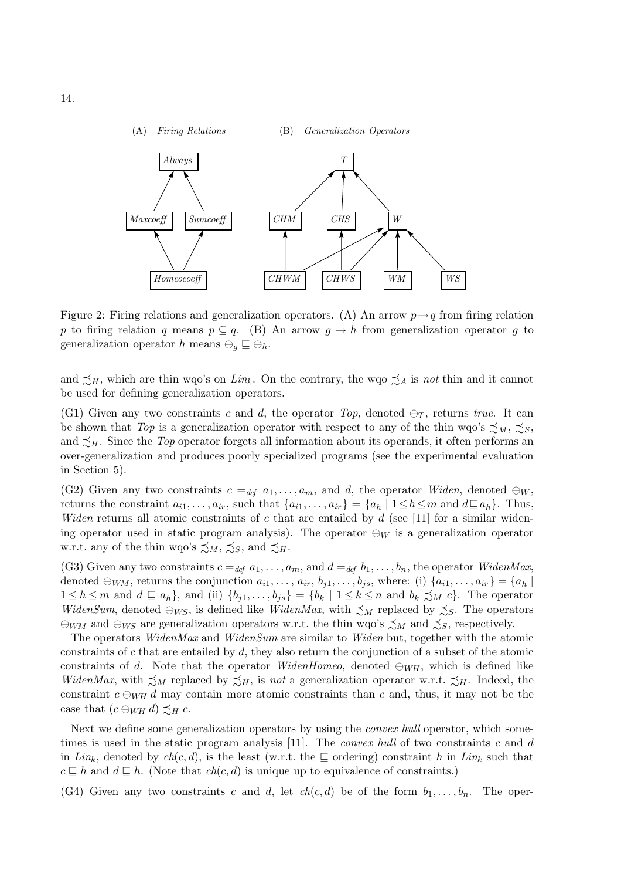(A) *Firing Relations* (B) *Generalization Operators*

Figure 2: Firing relations and generalization operators. (A) An arrow $p \rightarrow q$ from firing relation $p$ to firing relation $q$ means $p \subseteq q$. (B) An arrow $g \rightarrow h$ from generalization operator $g$ to generalization operator $h$ means $\ominus_g \sqsubseteq \ominus_h$.

and $\precsim_H$, which are thin wqo's on $Lin_k$. On the contrary, the wqo $\precsim_A$ is *not* thin and it cannot be used for defining generalization operators.

(G1) Given any two constraints $c$ and $d$, the operator *Top*, denoted $\ominus_T$, returns *true*. It can be shown that *Top* is a generalization operator with respect to any of the thin wqo's $\precsim_M$, $\precsim_S$, and $\precsim_H$. Since the *Top* operator forgets all information about its operands, it often performs an over-generalization and produces poorly specialized programs (see the experimental evaluation in Section 5).

(G2) Given any two constraints $c =_{def} a_1, \ldots, a_m$, and $d$, the operator *Widen*, denoted $\ominus_W$, returns the constraint $a_{i1}, \ldots, a_{ir}$, such that $\{a_{i1}, \ldots, a_{ir}\} = \{a_h \mid 1 \leq h \leq m \text{ and } d \sqsubseteq a_h\}$. Thus, *Widen* returns all atomic constraints of $c$ that are entailed by $d$ (see [11] for a similar widening operator used in static program analysis). The operator $\ominus_W$ is a generalization operator w.r.t. any of the thin wqo's $\precsim_M$, $\precsim_S$, and $\precsim_H$.

(G3) Given any two constraints $c =_{def} a_1, \ldots, a_m$, and $d =_{def} b_1, \ldots, b_n$, the operator *WidenMax*, denoted $\ominus_{WM}$, returns the conjunction $a_{i1}, \ldots, a_{ir}, b_{j1}, \ldots, b_{js}$, where: (i) $\{a_{i1}, \ldots, a_{ir}\} = \{a_h \mid 1 \leq h \leq m \text{ and } d \sqsubseteq a_h\}$, and (ii) $\{b_{j1}, \ldots, b_{js}\} = \{b_k \mid 1 \leq k \leq n \text{ and } b_k \precsim_M c\}$. The operator *WidenSum*, denoted $\ominus_{WS}$, is defined like *WidenMax*, with $\precsim_M$ replaced by $\precsim_S$. The operators $\ominus_{WM}$ and $\ominus_{WS}$ are generalization operators w.r.t. the thin wqo's $\precsim_M$ and $\precsim_S$, respectively.

The operators *WidenMax* and *WidenSum* are similar to *Widen* but, together with the atomic constraints of $c$ that are entailed by $d$, they also return the conjunction of a subset of the atomic constraints of $d$. Note that the operator *WidenHomeo*, denoted $\ominus_{WH}$, which is defined like *WidenMax*, with $\precsim_M$ replaced by $\precsim_H$, is *not* a generalization operator w.r.t. $\precsim_H$. Indeed, the constraint $c \ominus_{WH} d$ may contain more atomic constraints than $c$ and, thus, it may not be the case that $(c \ominus_{WH} d) \precsim_H c$.

Next we define some generalization operators by using the *convex hull* operator, which sometimes is used in the static program analysis [11]. The *convex hull* of two constraints $c$ and $d$ in $Lin_k$, denoted by $ch(c, d)$, is the least (w.r.t. the $\sqsubseteq$ ordering) constraint $h$ in $Lin_k$ such that $c \sqsubseteq h$ and $d \sqsubseteq h$. (Note that $ch(c, d)$ is unique up to equivalence of constraints.)

(G4) Given any two constraints $c$ and $d$, let $ch(c, d)$ be of the form $b_1, \ldots, b_n$. The oper-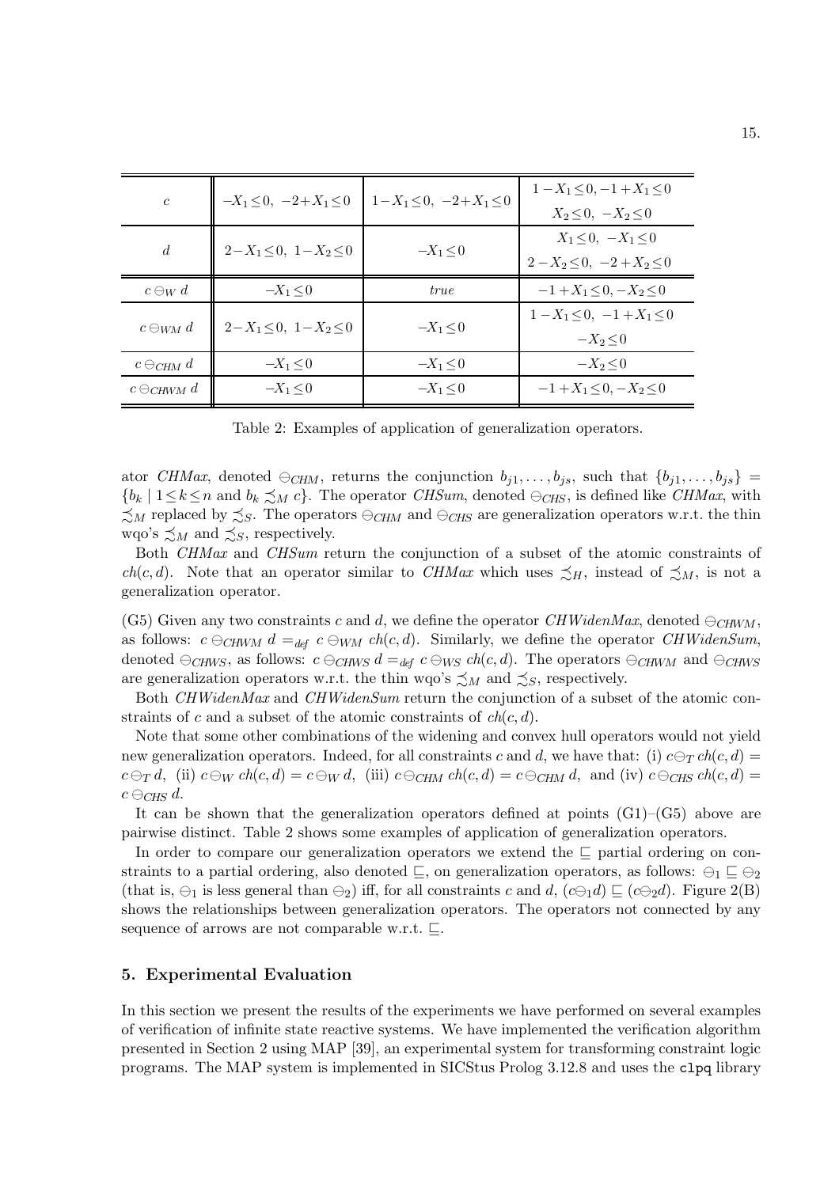| $c$ | $-X_1 \leq 0,\ -2+X_1 \leq 0$ | $1-X_1 \leq 0,\ -2+X_1 \leq 0$ | $1-X_1 \leq 0, -1+X_1 \leq 0$ $X_2 \leq 0,\ -X_2 \leq 0$ |
|---|---|---|---|
| $d$ | $2-X_1 \leq 0,\ 1-X_2 \leq 0$ | $-X_1 \leq 0$ | $X_1 \leq 0,\ -X_1 \leq 0$ $2-X_2 \leq 0,\ -2+X_2 \leq 0$ |
| $c \ominus_W d$ | $-X_1 \leq 0$ | *true* | $-1+X_1 \leq 0, -X_2 \leq 0$ |
| $c \ominus_{WM} d$ | $2-X_1 \leq 0,\ 1-X_2 \leq 0$ | $-X_1 \leq 0$ | $1-X_1 \leq 0,\ -1+X_1 \leq 0$ $-X_2 \leq 0$ |
| $c \ominus_{CHM} d$ | $-X_1 \leq 0$ | $-X_1 \leq 0$ | $-X_2 \leq 0$ |
| $c \ominus_{CHWM} d$ | $-X_1 \leq 0$ | $-X_1 \leq 0$ | $-1+X_1 \leq 0, -X_2 \leq 0$ |

Table 2: Examples of application of generalization operators.

ator *CHMax*, denoted $\ominus_{CHM}$, returns the conjunction $b_{j1}, \ldots, b_{js}$, such that $\{b_{j1}, \ldots, b_{js}\} = \{b_k \mid 1 \leq k \leq n \text{ and } b_k \precsim_M c\}$. The operator *CHSum*, denoted $\ominus_{CHS}$, is defined like *CHMax*, with $\precsim_M$ replaced by $\precsim_S$. The operators $\ominus_{CHM}$ and $\ominus_{CHS}$ are generalization operators w.r.t. the thin wqo's $\precsim_M$ and $\precsim_S$, respectively.

Both *CHMax* and *CHSum* return the conjunction of a subset of the atomic constraints of $ch(c, d)$. Note that an operator similar to *CHMax* which uses $\precsim_H$, instead of $\precsim_M$, is not a generalization operator.

(G5) Given any two constraints $c$ and $d$, we define the operator *CHWidenMax*, denoted $\ominus_{CHWM}$, as follows: $c \ominus_{CHWM} d =_{def} c \ominus_{WM} ch(c, d)$. Similarly, we define the operator *CHWidenSum*, denoted $\ominus_{CHWS}$, as follows: $c \ominus_{CHWS} d =_{def} c \ominus_{WS} ch(c, d)$. The operators $\ominus_{CHWM}$ and $\ominus_{CHWS}$ are generalization operators w.r.t. the thin wqo's $\precsim_M$ and $\precsim_S$, respectively.

Both *CHWidenMax* and *CHWidenSum* return the conjunction of a subset of the atomic constraints of $c$ and a subset of the atomic constraints of $ch(c, d)$.

Note that some other combinations of the widening and convex hull operators would not yield new generalization operators. Indeed, for all constraints $c$ and $d$, we have that: (i) $c \ominus_T ch(c, d) = c \ominus_T d$, (ii) $c \ominus_W ch(c, d) = c \ominus_W d$, (iii) $c \ominus_{CHM} ch(c, d) = c \ominus_{CHM} d$, and (iv) $c \ominus_{CHS} ch(c, d) = c \ominus_{CHS} d$.

It can be shown that the generalization operators defined at points (G1)–(G5) above are pairwise distinct. Table 2 shows some examples of application of generalization operators.

In order to compare our generalization operators we extend the $\sqsubseteq$ partial ordering on constraints to a partial ordering, also denoted $\sqsubseteq$, on generalization operators, as follows: $\ominus_1 \sqsubseteq \ominus_2$ (that is, $\ominus_1$ is less general than $\ominus_2$) iff, for all constraints $c$ and $d$, $(c \ominus_1 d) \sqsubseteq (c \ominus_2 d)$. Figure 2(B) shows the relationships between generalization operators. The operators not connected by any sequence of arrows are not comparable w.r.t. $\sqsubseteq$.

## 5. Experimental Evaluation

In this section we present the results of the experiments we have performed on several examples of verification of infinite state reactive systems. We have implemented the verification algorithm presented in Section 2 using MAP [39], an experimental system for transforming constraint logic programs. The MAP system is implemented in SICStus Prolog 3.12.8 and uses the `clpq` library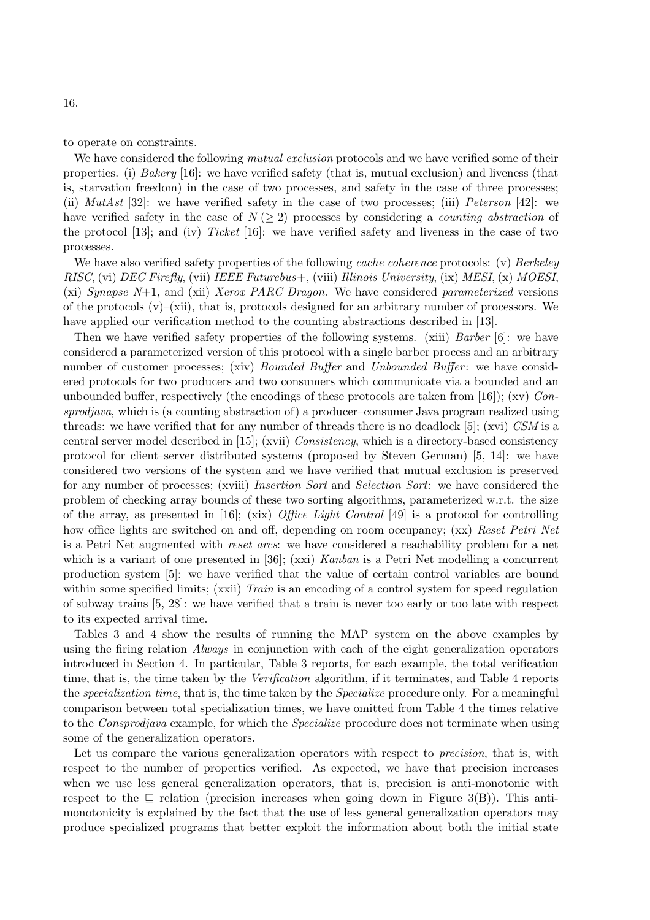to operate on constraints.

We have considered the following *mutual exclusion* protocols and we have verified some of their properties. (i) *Bakery* [16]: we have verified safety (that is, mutual exclusion) and liveness (that is, starvation freedom) in the case of two processes, and safety in the case of three processes; (ii) *MutAst* [32]: we have verified safety in the case of two processes; (iii) *Peterson* [42]: we have verified safety in the case of $N\,(\geq 2)$ processes by considering a *counting abstraction* of the protocol [13]; and (iv) *Ticket* [16]: we have verified safety and liveness in the case of two processes.

We have also verified safety properties of the following *cache coherence* protocols: (v) *Berkeley RISC*, (vi) *DEC Firefly*, (vii) *IEEE Futurebus+*, (viii) *Illinois University*, (ix) *MESI*, (x) *MOESI*, (xi) *Synapse N+1*, and (xii) *Xerox PARC Dragon*. We have considered *parameterized* versions of the protocols (v)–(xii), that is, protocols designed for an arbitrary number of processors. We have applied our verification method to the counting abstractions described in [13].

Then we have verified safety properties of the following systems. (xiii) *Barber* [6]: we have considered a parameterized version of this protocol with a single barber process and an arbitrary number of customer processes; (xiv) *Bounded Buffer* and *Unbounded Buffer*: we have considered protocols for two producers and two consumers which communicate via a bounded and an unbounded buffer, respectively (the encodings of these protocols are taken from [16]); (xv) *Consprodjava*, which is (a counting abstraction of) a producer–consumer Java program realized using threads: we have verified that for any number of threads there is no deadlock [5]; (xvi) *CSM* is a central server model described in [15]; (xvii) *Consistency*, which is a directory-based consistency protocol for client–server distributed systems (proposed by Steven German) [5, 14]: we have considered two versions of the system and we have verified that mutual exclusion is preserved for any number of processes; (xviii) *Insertion Sort* and *Selection Sort*: we have considered the problem of checking array bounds of these two sorting algorithms, parameterized w.r.t. the size of the array, as presented in [16]; (xix) *Office Light Control* [49] is a protocol for controlling how office lights are switched on and off, depending on room occupancy; (xx) *Reset Petri Net* is a Petri Net augmented with *reset arcs*: we have considered a reachability problem for a net which is a variant of one presented in [36]; (xxi) *Kanban* is a Petri Net modelling a concurrent production system [5]: we have verified that the value of certain control variables are bound within some specified limits; (xxii) *Train* is an encoding of a control system for speed regulation of subway trains [5, 28]: we have verified that a train is never too early or too late with respect to its expected arrival time.

Tables 3 and 4 show the results of running the MAP system on the above examples by using the firing relation *Always* in conjunction with each of the eight generalization operators introduced in Section 4. In particular, Table 3 reports, for each example, the total verification time, that is, the time taken by the *Verification* algorithm, if it terminates, and Table 4 reports the *specialization time*, that is, the time taken by the *Specialize* procedure only. For a meaningful comparison between total specialization times, we have omitted from Table 4 the times relative to the *Consprodjava* example, for which the *Specialize* procedure does not terminate when using some of the generalization operators.

Let us compare the various generalization operators with respect to *precision*, that is, with respect to the number of properties verified. As expected, we have that precision increases when we use less general generalization operators, that is, precision is anti-monotonic with respect to the $\sqsubseteq$ relation (precision increases when going down in Figure 3(B)). This anti-monotonicity is explained by the fact that the use of less general generalization operators may produce specialized programs that better exploit the information about both the initial state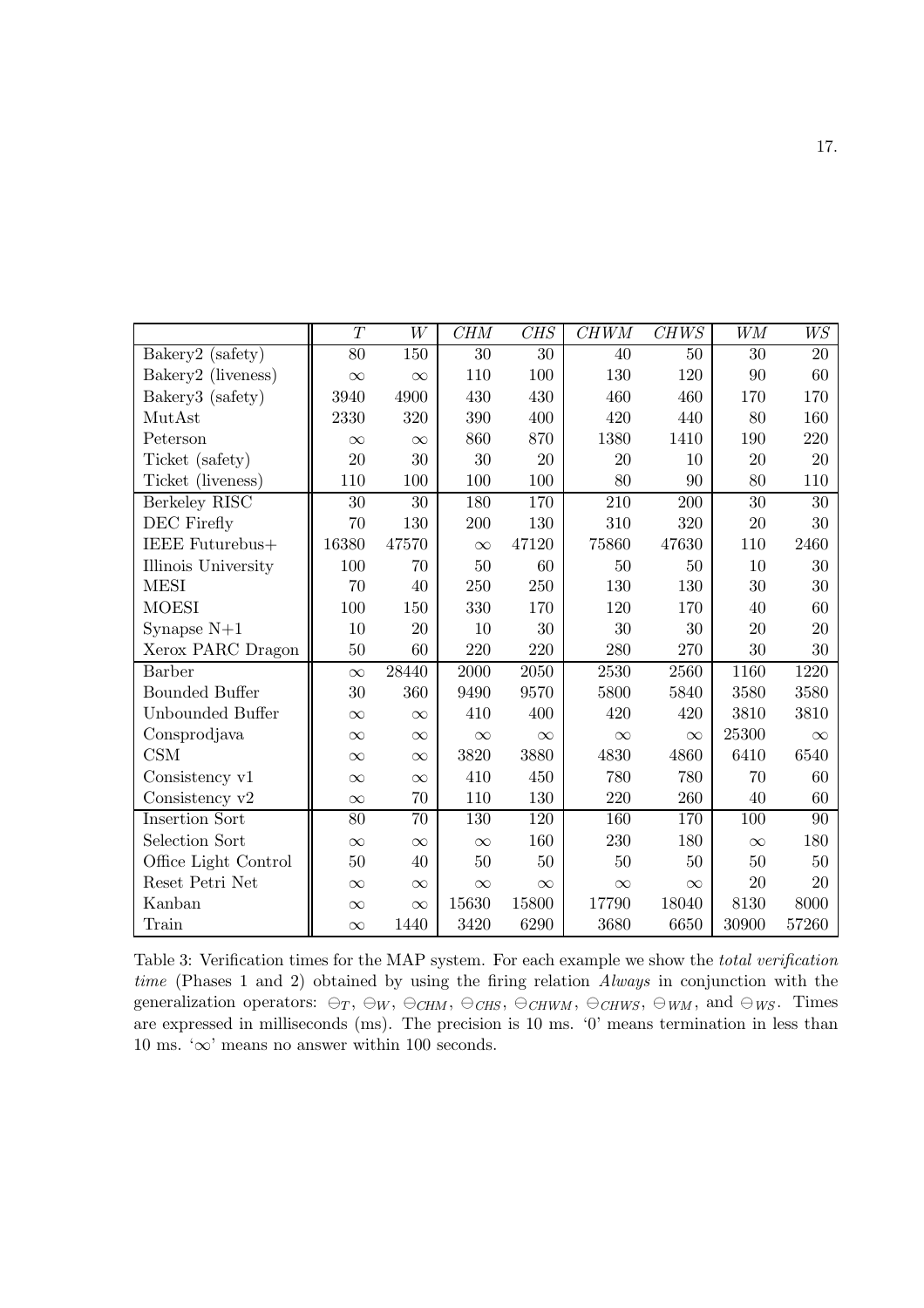| | $T$ | $W$ | $CHM$ | $CHS$ | $CHWM$ | $CHWS$ | $WM$ | $WS$ |
|---|---|---|---|---|---|---|---|---|
| Bakery2 (safety) | 80 | 150 | 30 | 30 | 40 | 50 | 30 | 20 |
| Bakery2 (liveness) | $\infty$ | $\infty$ | 110 | 100 | 130 | 120 | 90 | 60 |
| Bakery3 (safety) | 3940 | 4900 | 430 | 430 | 460 | 460 | 170 | 170 |
| MutAst | 2330 | 320 | 390 | 400 | 420 | 440 | 80 | 160 |
| Peterson | $\infty$ | $\infty$ | 860 | 870 | 1380 | 1410 | 190 | 220 |
| Ticket (safety) | 20 | 30 | 30 | 20 | 20 | 10 | 20 | 20 |
| Ticket (liveness) | 110 | 100 | 100 | 100 | 80 | 90 | 80 | 110 |
| Berkeley RISC | 30 | 30 | 180 | 170 | 210 | 200 | 30 | 30 |
| DEC Firefly | 70 | 130 | 200 | 130 | 310 | 320 | 20 | 30 |
| IEEE Futurebus+ | 16380 | 47570 | $\infty$ | 47120 | 75860 | 47630 | 110 | 2460 |
| Illinois University | 100 | 70 | 50 | 60 | 50 | 50 | 10 | 30 |
| MESI | 70 | 40 | 250 | 250 | 130 | 130 | 30 | 30 |
| MOESI | 100 | 150 | 330 | 170 | 120 | 170 | 40 | 60 |
| Synapse N+1 | 10 | 20 | 10 | 30 | 30 | 30 | 20 | 20 |
| Xerox PARC Dragon | 50 | 60 | 220 | 220 | 280 | 270 | 30 | 30 |
| Barber | $\infty$ | 28440 | 2000 | 2050 | 2530 | 2560 | 1160 | 1220 |
| Bounded Buffer | 30 | 360 | 9490 | 9570 | 5800 | 5840 | 3580 | 3580 |
| Unbounded Buffer | $\infty$ | $\infty$ | 410 | 400 | 420 | 420 | 3810 | 3810 |
| Consprodjava | $\infty$ | $\infty$ | $\infty$ | $\infty$ | $\infty$ | $\infty$ | 25300 | $\infty$ |
| CSM | $\infty$ | $\infty$ | 3820 | 3880 | 4830 | 4860 | 6410 | 6540 |
| Consistency v1 | $\infty$ | $\infty$ | 410 | 450 | 780 | 780 | 70 | 60 |
| Consistency v2 | $\infty$ | 70 | 110 | 130 | 220 | 260 | 40 | 60 |
| Insertion Sort | 80 | 70 | 130 | 120 | 160 | 170 | 100 | 90 |
| Selection Sort | $\infty$ | $\infty$ | $\infty$ | 160 | 230 | 180 | $\infty$ | 180 |
| Office Light Control | 50 | 40 | 50 | 50 | 50 | 50 | 50 | 50 |
| Reset Petri Net | $\infty$ | $\infty$ | $\infty$ | $\infty$ | $\infty$ | $\infty$ | 20 | 20 |
| Kanban | $\infty$ | $\infty$ | 15630 | 15800 | 17790 | 18040 | 8130 | 8000 |
| Train | $\infty$ | 1440 | 3420 | 6290 | 3680 | 6650 | 30900 | 57260 |

Table 3: Verification times for the MAP system. For each example we show the *total verification time* (Phases 1 and 2) obtained by using the firing relation *Always* in conjunction with the generalization operators: $\ominus_T$, $\ominus_W$, $\ominus_{CHM}$, $\ominus_{CHS}$, $\ominus_{CHWM}$, $\ominus_{CHWS}$, $\ominus_{WM}$, and $\ominus_{WS}$. Times are expressed in milliseconds (ms). The precision is 10 ms. '0' means termination in less than 10 ms. '$\infty$' means no answer within 100 seconds.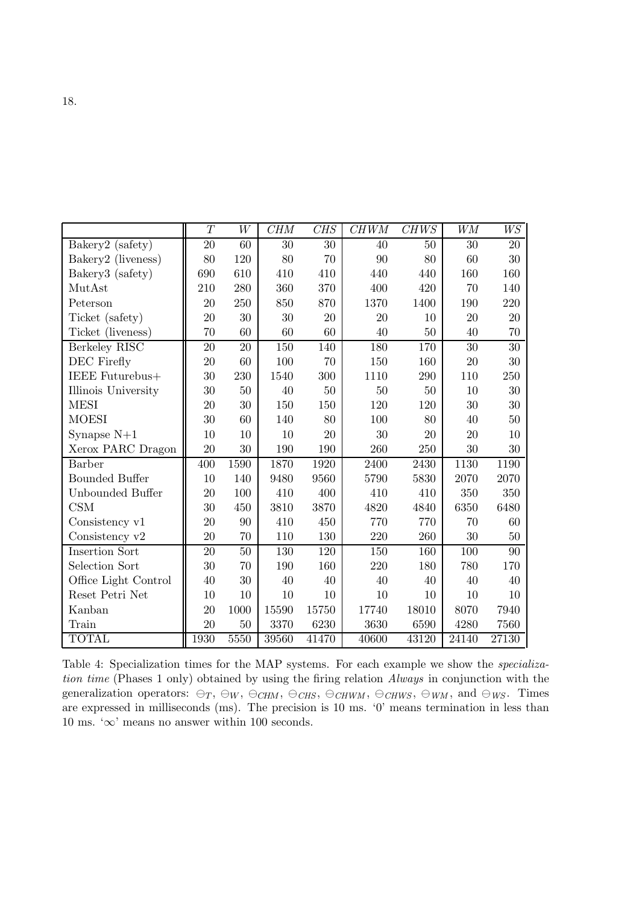| | $T$ | $W$ | $CHM$ | $CHS$ | $CHWM$ | $CHWS$ | $WM$ | $WS$ |
|---|---|---|---|---|---|---|---|---|
| Bakery2 (safety) | 20 | 60 | 30 | 30 | 40 | 50 | 30 | 20 |
| Bakery2 (liveness) | 80 | 120 | 80 | 70 | 90 | 80 | 60 | 30 |
| Bakery3 (safety) | 690 | 610 | 410 | 410 | 440 | 440 | 160 | 160 |
| MutAst | 210 | 280 | 360 | 370 | 400 | 420 | 70 | 140 |
| Peterson | 20 | 250 | 850 | 870 | 1370 | 1400 | 190 | 220 |
| Ticket (safety) | 20 | 30 | 30 | 20 | 20 | 10 | 20 | 20 |
| Ticket (liveness) | 70 | 60 | 60 | 60 | 40 | 50 | 40 | 70 |
| Berkeley RISC | 20 | 20 | 150 | 140 | 180 | 170 | 30 | 30 |
| DEC Firefly | 20 | 60 | 100 | 70 | 150 | 160 | 20 | 30 |
| IEEE Futurebus+ | 30 | 230 | 1540 | 300 | 1110 | 290 | 110 | 250 |
| Illinois University | 30 | 50 | 40 | 50 | 50 | 50 | 10 | 30 |
| MESI | 20 | 30 | 150 | 150 | 120 | 120 | 30 | 30 |
| MOESI | 30 | 60 | 140 | 80 | 100 | 80 | 40 | 50 |
| Synapse N+1 | 10 | 10 | 10 | 20 | 30 | 20 | 20 | 10 |
| Xerox PARC Dragon | 20 | 30 | 190 | 190 | 260 | 250 | 30 | 30 |
| Barber | 400 | 1590 | 1870 | 1920 | 2400 | 2430 | 1130 | 1190 |
| Bounded Buffer | 10 | 140 | 9480 | 9560 | 5790 | 5830 | 2070 | 2070 |
| Unbounded Buffer | 20 | 100 | 410 | 400 | 410 | 410 | 350 | 350 |
| CSM | 30 | 450 | 3810 | 3870 | 4820 | 4840 | 6350 | 6480 |
| Consistency v1 | 20 | 90 | 410 | 450 | 770 | 770 | 70 | 60 |
| Consistency v2 | 20 | 70 | 110 | 130 | 220 | 260 | 30 | 50 |
| Insertion Sort | 20 | 50 | 130 | 120 | 150 | 160 | 100 | 90 |
| Selection Sort | 30 | 70 | 190 | 160 | 220 | 180 | 780 | 170 |
| Office Light Control | 40 | 30 | 40 | 40 | 40 | 40 | 40 | 40 |
| Reset Petri Net | 10 | 10 | 10 | 10 | 10 | 10 | 10 | 10 |
| Kanban | 20 | 1000 | 15590 | 15750 | 17740 | 18010 | 8070 | 7940 |
| Train | 20 | 50 | 3370 | 6230 | 3630 | 6590 | 4280 | 7560 |
| TOTAL | 1930 | 5550 | 39560 | 41470 | 40600 | 43120 | 24140 | 27130 |

Table 4: Specialization times for the MAP systems. For each example we show the *specialization time* (Phases 1 only) obtained by using the firing relation *Always* in conjunction with the generalization operators: $\ominus_T$, $\ominus_W$, $\ominus_{CHM}$, $\ominus_{CHS}$, $\ominus_{CHWM}$, $\ominus_{CHWS}$, $\ominus_{WM}$, and $\ominus_{WS}$. Times are expressed in milliseconds (ms). The precision is 10 ms. '0' means termination in less than 10 ms. '$\infty$' means no answer within 100 seconds.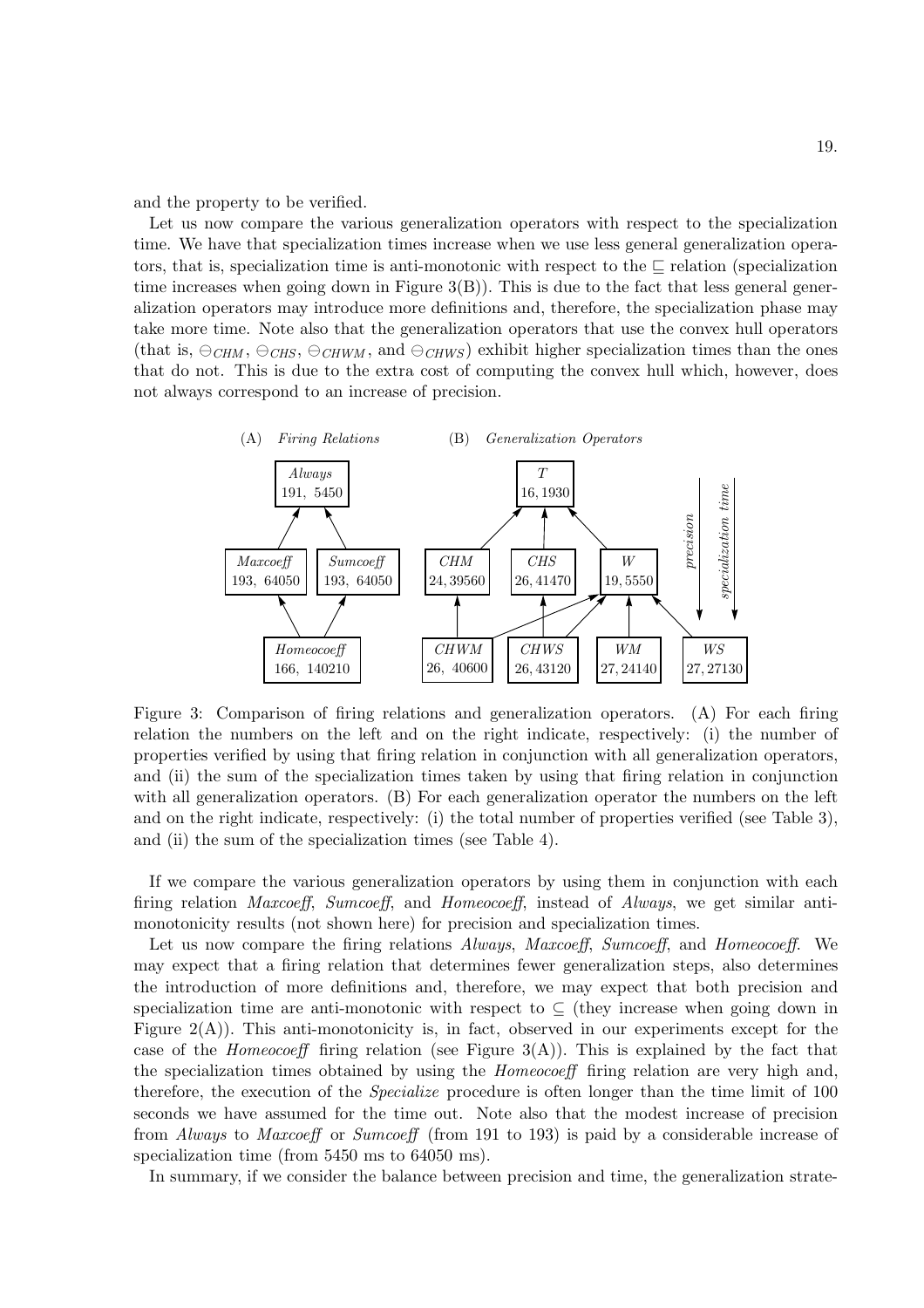and the property to be verified.

Let us now compare the various generalization operators with respect to the specialization time. We have that specialization times increase when we use less general generalization operators, that is, specialization time is anti-monotonic with respect to the $\sqsubseteq$ relation (specialization time increases when going down in Figure 3(B)). This is due to the fact that less general generalization operators may introduce more definitions and, therefore, the specialization phase may take more time. Note also that the generalization operators that use the convex hull operators (that is, $\ominus_{CHM}$, $\ominus_{CHS}$, $\ominus_{CHWM}$, and $\ominus_{CHWS}$) exhibit higher specialization times than the ones that do not. This is due to the extra cost of computing the convex hull which, however, does not always correspond to an increase of precision.

(A) *Firing Relations*

- *Always*: 191, 5450
- *Maxcoeff*: 193, 64050 (→ *Always*)
- *Sumcoeff*: 193, 64050 (→ *Always*)
- *Homeocoeff*: 166, 140210 (→ *Maxcoeff*, → *Sumcoeff*)

(B) *Generalization Operators*

- *T*: 16, 1930
- *CHM*: 24, 39560 (→ *T*)
- *CHS*: 26, 41470 (→ *T*)
- *W*: 19, 5550 (→ *T*)
- *CHWM*: 26, 40600 (→ *CHM*, → *W*)
- *CHWS*: 26, 43120 (→ *CHS*, → *W*)
- *WM*: 27, 24140 (→ *W*)
- *WS*: 27, 27130 (→ *W*)

(*precision* and *specialization time* increase going down)

Figure 3: Comparison of firing relations and generalization operators. (A) For each firing relation the numbers on the left and on the right indicate, respectively: (i) the number of properties verified by using that firing relation in conjunction with all generalization operators, and (ii) the sum of the specialization times taken by using that firing relation in conjunction with all generalization operators. (B) For each generalization operator the numbers on the left and on the right indicate, respectively: (i) the total number of properties verified (see Table 3), and (ii) the sum of the specialization times (see Table 4).

If we compare the various generalization operators by using them in conjunction with each firing relation *Maxcoeff*, *Sumcoeff*, and *Homeocoeff*, instead of *Always*, we get similar anti-monotonicity results (not shown here) for precision and specialization times.

Let us now compare the firing relations *Always*, *Maxcoeff*, *Sumcoeff*, and *Homeocoeff*. We may expect that a firing relation that determines fewer generalization steps, also determines the introduction of more definitions and, therefore, we may expect that both precision and specialization time are anti-monotonic with respect to $\subseteq$ (they increase when going down in Figure 2(A)). This anti-monotonicity is, in fact, observed in our experiments except for the case of the *Homeocoeff* firing relation (see Figure 3(A)). This is explained by the fact that the specialization times obtained by using the *Homeocoeff* firing relation are very high and, therefore, the execution of the *Specialize* procedure is often longer than the time limit of 100 seconds we have assumed for the time out. Note also that the modest increase of precision from *Always* to *Maxcoeff* or *Sumcoeff* (from 191 to 193) is paid by a considerable increase of specialization time (from 5450 ms to 64050 ms).

In summary, if we consider the balance between precision and time, the generalization strate-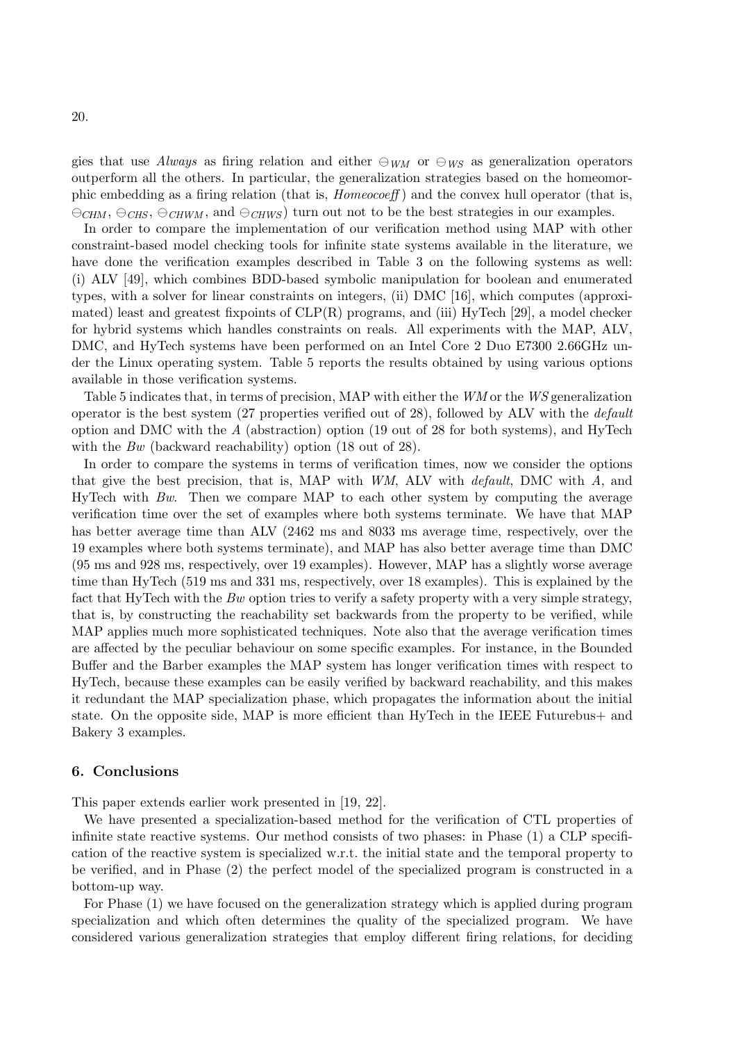gies that use *Always* as firing relation and either $\ominus_{WM}$ or $\ominus_{WS}$ as generalization operators outperform all the others. In particular, the generalization strategies based on the homeomorphic embedding as a firing relation (that is, *Homeocoeff*) and the convex hull operator (that is, $\ominus_{CHM}$, $\ominus_{CHS}$, $\ominus_{CHWM}$, and $\ominus_{CHWS}$) turn out not to be the best strategies in our examples.

In order to compare the implementation of our verification method using MAP with other constraint-based model checking tools for infinite state systems available in the literature, we have done the verification examples described in Table 3 on the following systems as well: (i) ALV [49], which combines BDD-based symbolic manipulation for boolean and enumerated types, with a solver for linear constraints on integers, (ii) DMC [16], which computes (approximated) least and greatest fixpoints of CLP(R) programs, and (iii) HyTech [29], a model checker for hybrid systems which handles constraints on reals. All experiments with the MAP, ALV, DMC, and HyTech systems have been performed on an Intel Core 2 Duo E7300 2.66GHz under the Linux operating system. Table 5 reports the results obtained by using various options available in those verification systems.

Table 5 indicates that, in terms of precision, MAP with either the *WM* or the *WS* generalization operator is the best system (27 properties verified out of 28), followed by ALV with the *default* option and DMC with the *A* (abstraction) option (19 out of 28 for both systems), and HyTech with the *Bw* (backward reachability) option (18 out of 28).

In order to compare the systems in terms of verification times, now we consider the options that give the best precision, that is, MAP with *WM*, ALV with *default*, DMC with *A*, and HyTech with *Bw*. Then we compare MAP to each other system by computing the average verification time over the set of examples where both systems terminate. We have that MAP has better average time than ALV (2462 ms and 8033 ms average time, respectively, over the 19 examples where both systems terminate), and MAP has also better average time than DMC (95 ms and 928 ms, respectively, over 19 examples). However, MAP has a slightly worse average time than HyTech (519 ms and 331 ms, respectively, over 18 examples). This is explained by the fact that HyTech with the *Bw* option tries to verify a safety property with a very simple strategy, that is, by constructing the reachability set backwards from the property to be verified, while MAP applies much more sophisticated techniques. Note also that the average verification times are affected by the peculiar behaviour on some specific examples. For instance, in the Bounded Buffer and the Barber examples the MAP system has longer verification times with respect to HyTech, because these examples can be easily verified by backward reachability, and this makes it redundant the MAP specialization phase, which propagates the information about the initial state. On the opposite side, MAP is more efficient than HyTech in the IEEE Futurebus+ and Bakery 3 examples.

## 6. Conclusions

This paper extends earlier work presented in [19, 22].

We have presented a specialization-based method for the verification of CTL properties of infinite state reactive systems. Our method consists of two phases: in Phase (1) a CLP specification of the reactive system is specialized w.r.t. the initial state and the temporal property to be verified, and in Phase (2) the perfect model of the specialized program is constructed in a bottom-up way.

For Phase (1) we have focused on the generalization strategy which is applied during program specialization and which often determines the quality of the specialized program. We have considered various generalization strategies that employ different firing relations, for deciding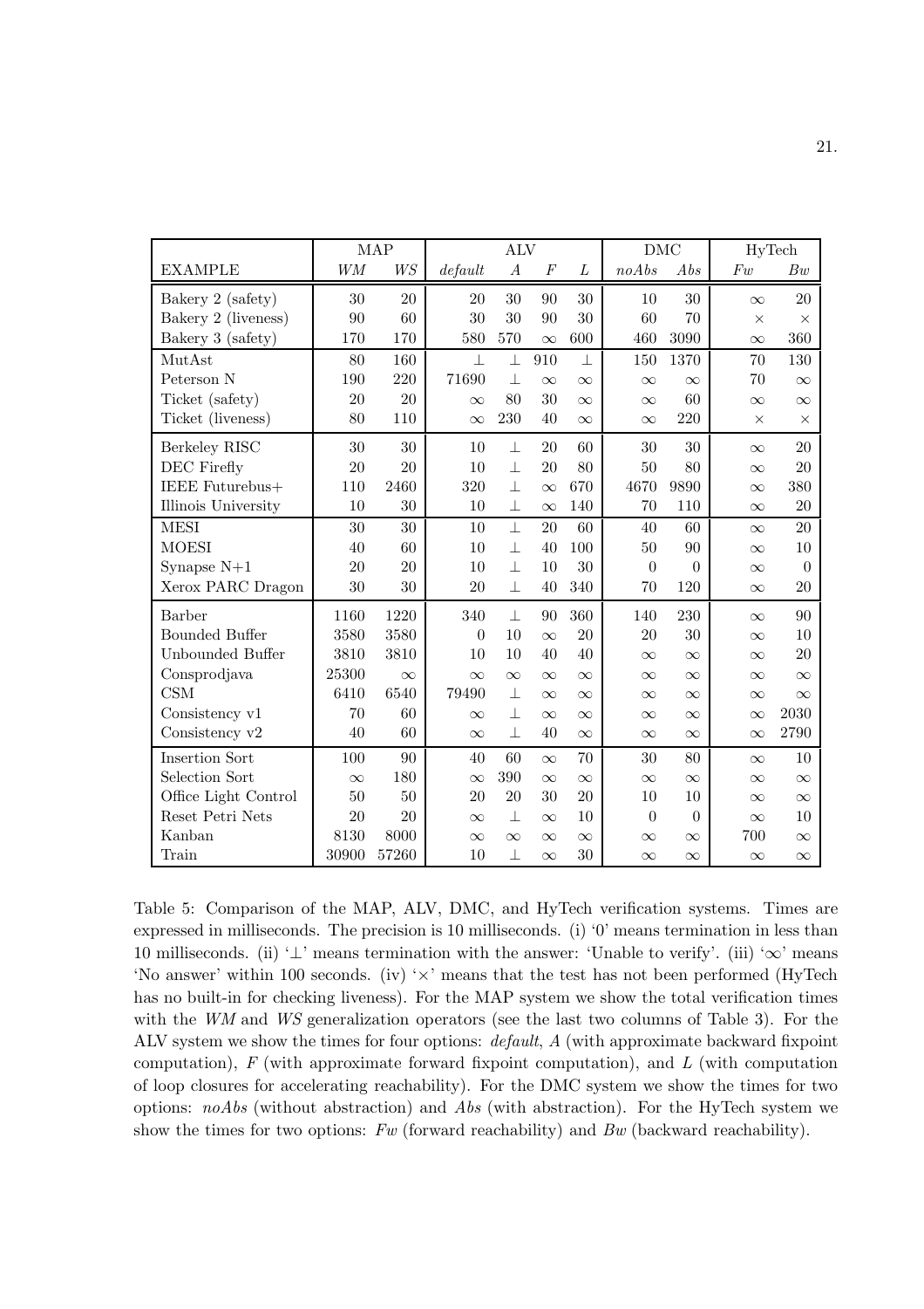| | MAP | | ALV | | | | DMC | | HyTech | |
|---|---|---|---|---|---|---|---|---|---|---|
| EXAMPLE | *WM* | *WS* | *default* | *A* | *F* | *L* | *noAbs* | *Abs* | *Fw* | *Bw* |
| Bakery 2 (safety) | 30 | 20 | 20 | 30 | 90 | 30 | 10 | 30 | $\infty$ | 20 |
| Bakery 2 (liveness) | 90 | 60 | 30 | 30 | 90 | 30 | 60 | 70 | $\times$ | $\times$ |
| Bakery 3 (safety) | 170 | 170 | 580 | 570 | $\infty$ | 600 | 460 | 3090 | $\infty$ | 360 |
| MutAst | 80 | 160 | $\perp$ | $\perp$ | 910 | $\perp$ | 150 | 1370 | 70 | 130 |
| Peterson N | 190 | 220 | 71690 | $\perp$ | $\infty$ | $\infty$ | $\infty$ | $\infty$ | 70 | $\infty$ |
| Ticket (safety) | 20 | 20 | $\infty$ | 80 | 30 | $\infty$ | $\infty$ | 60 | $\infty$ | $\infty$ |
| Ticket (liveness) | 80 | 110 | $\infty$ | 230 | 40 | $\infty$ | $\infty$ | 220 | $\times$ | $\times$ |
| Berkeley RISC | 30 | 30 | 10 | $\perp$ | 20 | 60 | 30 | 30 | $\infty$ | 20 |
| DEC Firefly | 20 | 20 | 10 | $\perp$ | 20 | 80 | 50 | 80 | $\infty$ | 20 |
| IEEE Futurebus+ | 110 | 2460 | 320 | $\perp$ | $\infty$ | 670 | 4670 | 9890 | $\infty$ | 380 |
| Illinois University | 10 | 30 | 10 | $\perp$ | $\infty$ | 140 | 70 | 110 | $\infty$ | 20 |
| MESI | 30 | 30 | 10 | $\perp$ | 20 | 60 | 40 | 60 | $\infty$ | 20 |
| MOESI | 40 | 60 | 10 | $\perp$ | 40 | 100 | 50 | 90 | $\infty$ | 10 |
| Synapse N+1 | 20 | 20 | 10 | $\perp$ | 10 | 30 | 0 | 0 | $\infty$ | 0 |
| Xerox PARC Dragon | 30 | 30 | 20 | $\perp$ | 40 | 340 | 70 | 120 | $\infty$ | 20 |
| Barber | 1160 | 1220 | 340 | $\perp$ | 90 | 360 | 140 | 230 | $\infty$ | 90 |
| Bounded Buffer | 3580 | 3580 | 0 | 10 | $\infty$ | 20 | 20 | 30 | $\infty$ | 10 |
| Unbounded Buffer | 3810 | 3810 | 10 | 10 | 40 | 40 | $\infty$ | $\infty$ | $\infty$ | 20 |
| Consprodjava | 25300 | $\infty$ | $\infty$ | $\infty$ | $\infty$ | $\infty$ | $\infty$ | $\infty$ | $\infty$ | $\infty$ |
| CSM | 6410 | 6540 | 79490 | $\perp$ | $\infty$ | $\infty$ | $\infty$ | $\infty$ | $\infty$ | $\infty$ |
| Consistency v1 | 70 | 60 | $\infty$ | $\perp$ | $\infty$ | $\infty$ | $\infty$ | $\infty$ | $\infty$ | 2030 |
| Consistency v2 | 40 | 60 | $\infty$ | $\perp$ | 40 | $\infty$ | $\infty$ | $\infty$ | $\infty$ | 2790 |
| Insertion Sort | 100 | 90 | 40 | 60 | $\infty$ | 70 | 30 | 80 | $\infty$ | 10 |
| Selection Sort | $\infty$ | 180 | $\infty$ | 390 | $\infty$ | $\infty$ | $\infty$ | $\infty$ | $\infty$ | $\infty$ |
| Office Light Control | 50 | 50 | 20 | 20 | 30 | 20 | 10 | 10 | $\infty$ | $\infty$ |
| Reset Petri Nets | 20 | 20 | $\infty$ | $\perp$ | $\infty$ | 10 | 0 | 0 | $\infty$ | 10 |
| Kanban | 8130 | 8000 | $\infty$ | $\infty$ | $\infty$ | $\infty$ | $\infty$ | $\infty$ | 700 | $\infty$ |
| Train | 30900 | 57260 | 10 | $\perp$ | $\infty$ | 30 | $\infty$ | $\infty$ | $\infty$ | $\infty$ |

Table 5: Comparison of the MAP, ALV, DMC, and HyTech verification systems. Times are expressed in milliseconds. The precision is 10 milliseconds. (i) '0' means termination in less than 10 milliseconds. (ii) '$\perp$' means termination with the answer: 'Unable to verify'. (iii) '$\infty$' means 'No answer' within 100 seconds. (iv) '$\times$' means that the test has not been performed (HyTech has no built-in for checking liveness). For the MAP system we show the total verification times with the *WM* and *WS* generalization operators (see the last two columns of Table 3). For the ALV system we show the times for four options: *default*, *A* (with approximate backward fixpoint computation), *F* (with approximate forward fixpoint computation), and *L* (with computation of loop closures for accelerating reachability). For the DMC system we show the times for two options: *noAbs* (without abstraction) and *Abs* (with abstraction). For the HyTech system we show the times for two options: *Fw* (forward reachability) and *Bw* (backward reachability).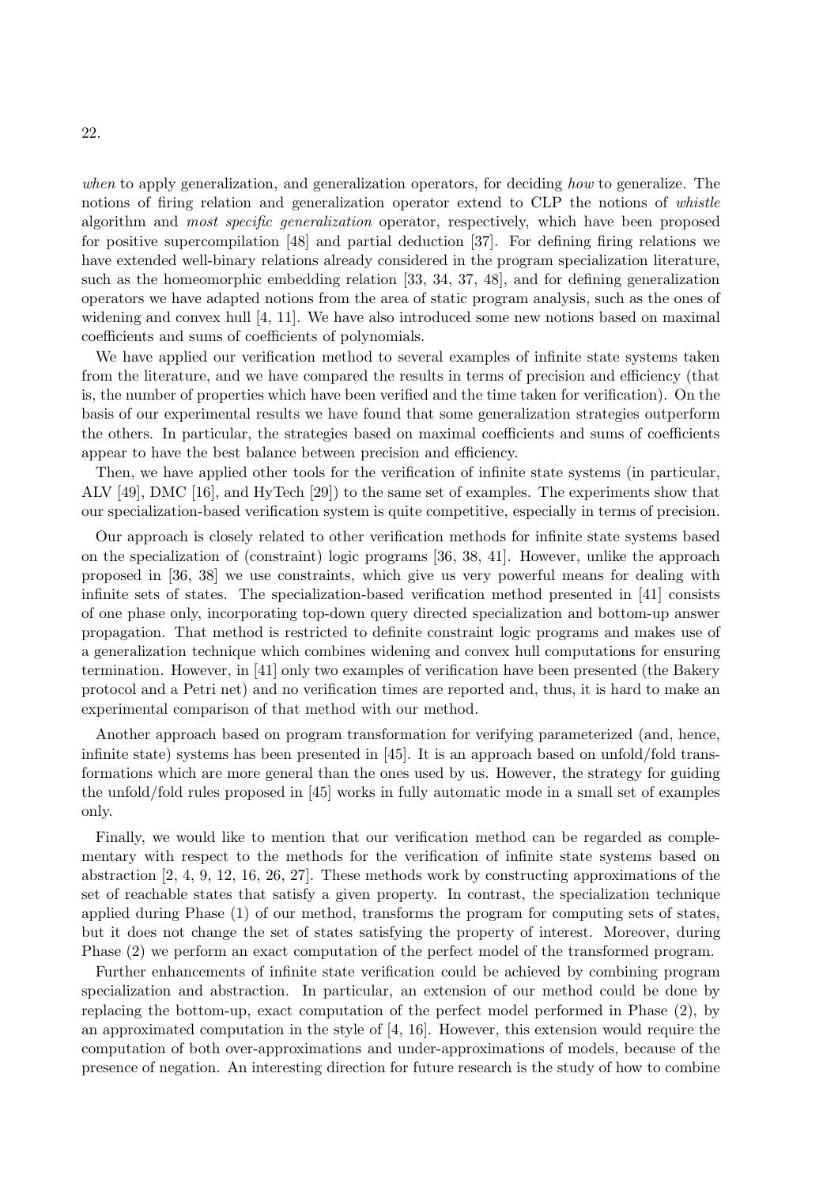*when* to apply generalization, and generalization operators, for deciding *how* to generalize. The notions of firing relation and generalization operator extend to CLP the notions of *whistle* algorithm and *most specific generalization* operator, respectively, which have been proposed for positive supercompilation [48] and partial deduction [37]. For defining firing relations we have extended well-binary relations already considered in the program specialization literature, such as the homeomorphic embedding relation [33, 34, 37, 48], and for defining generalization operators we have adapted notions from the area of static program analysis, such as the ones of widening and convex hull [4, 11]. We have also introduced some new notions based on maximal coefficients and sums of coefficients of polynomials.

We have applied our verification method to several examples of infinite state systems taken from the literature, and we have compared the results in terms of precision and efficiency (that is, the number of properties which have been verified and the time taken for verification). On the basis of our experimental results we have found that some generalization strategies outperform the others. In particular, the strategies based on maximal coefficients and sums of coefficients appear to have the best balance between precision and efficiency.

Then, we have applied other tools for the verification of infinite state systems (in particular, ALV [49], DMC [16], and HyTech [29]) to the same set of examples. The experiments show that our specialization-based verification system is quite competitive, especially in terms of precision.

Our approach is closely related to other verification methods for infinite state systems based on the specialization of (constraint) logic programs [36, 38, 41]. However, unlike the approach proposed in [36, 38] we use constraints, which give us very powerful means for dealing with infinite sets of states. The specialization-based verification method presented in [41] consists of one phase only, incorporating top-down query directed specialization and bottom-up answer propagation. That method is restricted to definite constraint logic programs and makes use of a generalization technique which combines widening and convex hull computations for ensuring termination. However, in [41] only two examples of verification have been presented (the Bakery protocol and a Petri net) and no verification times are reported and, thus, it is hard to make an experimental comparison of that method with our method.

Another approach based on program transformation for verifying parameterized (and, hence, infinite state) systems has been presented in [45]. It is an approach based on unfold/fold transformations which are more general than the ones used by us. However, the strategy for guiding the unfold/fold rules proposed in [45] works in fully automatic mode in a small set of examples only.

Finally, we would like to mention that our verification method can be regarded as complementary with respect to the methods for the verification of infinite state systems based on abstraction [2, 4, 9, 12, 16, 26, 27]. These methods work by constructing approximations of the set of reachable states that satisfy a given property. In contrast, the specialization technique applied during Phase (1) of our method, transforms the program for computing sets of states, but it does not change the set of states satisfying the property of interest. Moreover, during Phase (2) we perform an exact computation of the perfect model of the transformed program.

Further enhancements of infinite state verification could be achieved by combining program specialization and abstraction. In particular, an extension of our method could be done by replacing the bottom-up, exact computation of the perfect model performed in Phase (2), by an approximated computation in the style of [4, 16]. However, this extension would require the computation of both over-approximations and under-approximations of models, because of the presence of negation. An interesting direction for future research is the study of how to combine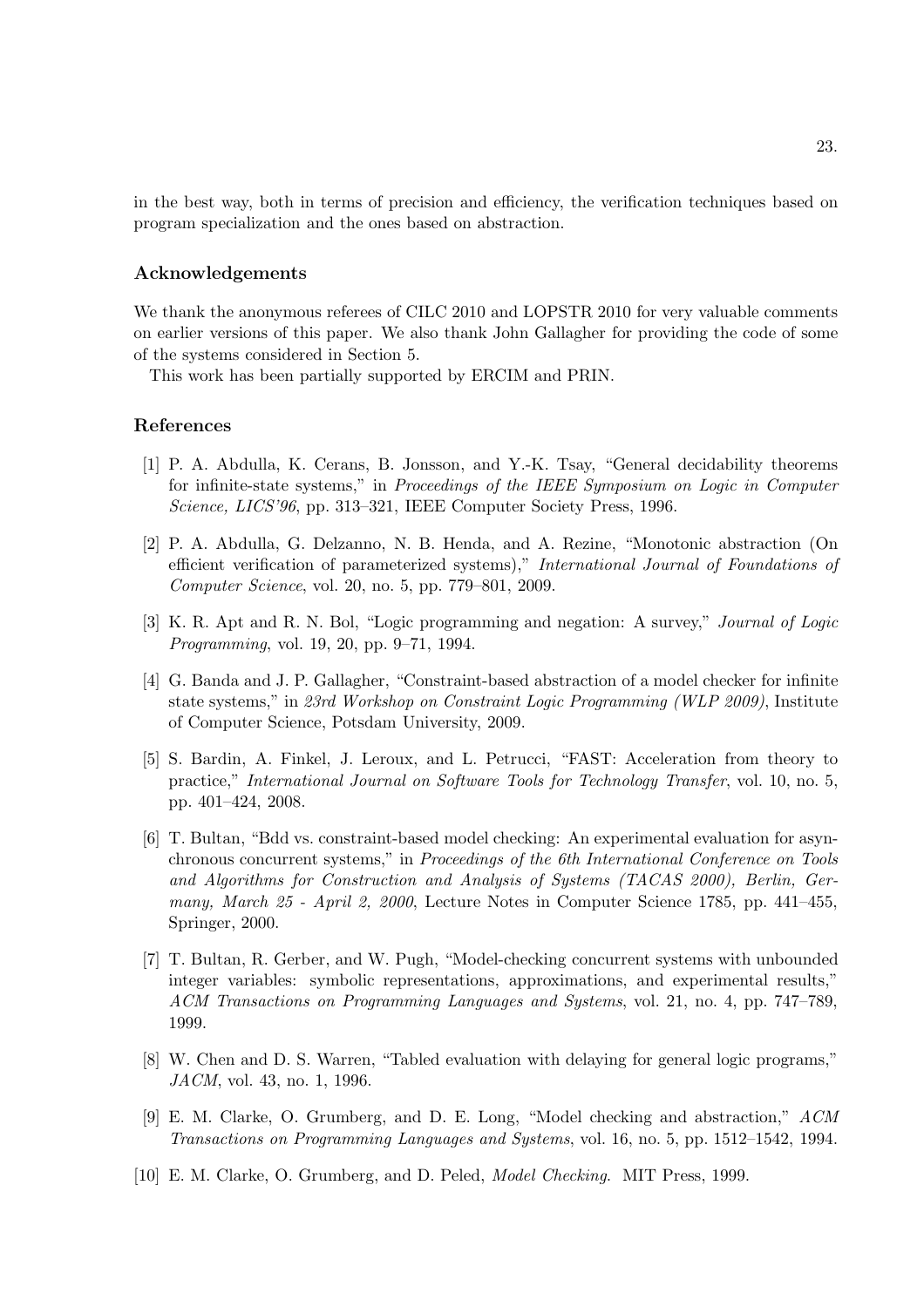in the best way, both in terms of precision and efficiency, the verification techniques based on program specialization and the ones based on abstraction.

## Acknowledgements

We thank the anonymous referees of CILC 2010 and LOPSTR 2010 for very valuable comments on earlier versions of this paper. We also thank John Gallagher for providing the code of some of the systems considered in Section 5.

This work has been partially supported by ERCIM and PRIN.

## References

[1] P. A. Abdulla, K. Cerans, B. Jonsson, and Y.-K. Tsay, "General decidability theorems for infinite-state systems," in *Proceedings of the IEEE Symposium on Logic in Computer Science, LICS'96*, pp. 313–321, IEEE Computer Society Press, 1996.

[2] P. A. Abdulla, G. Delzanno, N. B. Henda, and A. Rezine, "Monotonic abstraction (On efficient verification of parameterized systems)," *International Journal of Foundations of Computer Science*, vol. 20, no. 5, pp. 779–801, 2009.

[3] K. R. Apt and R. N. Bol, "Logic programming and negation: A survey," *Journal of Logic Programming*, vol. 19, 20, pp. 9–71, 1994.

[4] G. Banda and J. P. Gallagher, "Constraint-based abstraction of a model checker for infinite state systems," in *23rd Workshop on Constraint Logic Programming (WLP 2009)*, Institute of Computer Science, Potsdam University, 2009.

[5] S. Bardin, A. Finkel, J. Leroux, and L. Petrucci, "FAST: Acceleration from theory to practice," *International Journal on Software Tools for Technology Transfer*, vol. 10, no. 5, pp. 401–424, 2008.

[6] T. Bultan, "Bdd vs. constraint-based model checking: An experimental evaluation for asynchronous concurrent systems," in *Proceedings of the 6th International Conference on Tools and Algorithms for Construction and Analysis of Systems (TACAS 2000), Berlin, Germany, March 25 - April 2, 2000*, Lecture Notes in Computer Science 1785, pp. 441–455, Springer, 2000.

[7] T. Bultan, R. Gerber, and W. Pugh, "Model-checking concurrent systems with unbounded integer variables: symbolic representations, approximations, and experimental results," *ACM Transactions on Programming Languages and Systems*, vol. 21, no. 4, pp. 747–789, 1999.

[8] W. Chen and D. S. Warren, "Tabled evaluation with delaying for general logic programs," *JACM*, vol. 43, no. 1, 1996.

[9] E. M. Clarke, O. Grumberg, and D. E. Long, "Model checking and abstraction," *ACM Transactions on Programming Languages and Systems*, vol. 16, no. 5, pp. 1512–1542, 1994.

[10] E. M. Clarke, O. Grumberg, and D. Peled, *Model Checking*. MIT Press, 1999.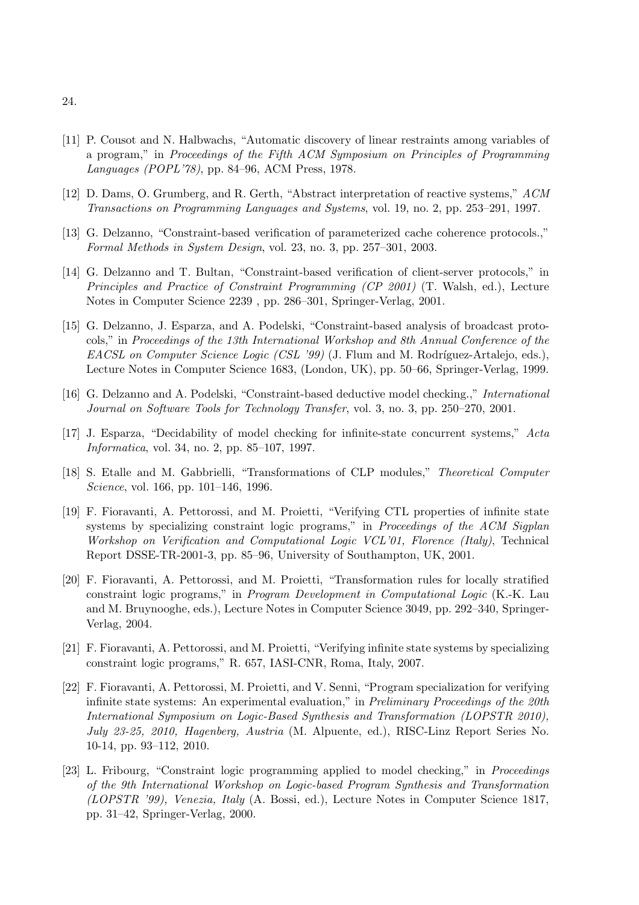[11] P. Cousot and N. Halbwachs, “Automatic discovery of linear restraints among variables of a program,” in *Proceedings of the Fifth ACM Symposium on Principles of Programming Languages (POPL’78)*, pp. 84–96, ACM Press, 1978.

[12] D. Dams, O. Grumberg, and R. Gerth, “Abstract interpretation of reactive systems,” *ACM Transactions on Programming Languages and Systems*, vol. 19, no. 2, pp. 253–291, 1997.

[13] G. Delzanno, “Constraint-based verification of parameterized cache coherence protocols.,” *Formal Methods in System Design*, vol. 23, no. 3, pp. 257–301, 2003.

[14] G. Delzanno and T. Bultan, “Constraint-based verification of client-server protocols,” in *Principles and Practice of Constraint Programming (CP 2001)* (T. Walsh, ed.), Lecture Notes in Computer Science 2239 , pp. 286–301, Springer-Verlag, 2001.

[15] G. Delzanno, J. Esparza, and A. Podelski, “Constraint-based analysis of broadcast protocols,” in *Proceedings of the 13th International Workshop and 8th Annual Conference of the EACSL on Computer Science Logic (CSL ’99)* (J. Flum and M. Rodríguez-Artalejo, eds.), Lecture Notes in Computer Science 1683, (London, UK), pp. 50–66, Springer-Verlag, 1999.

[16] G. Delzanno and A. Podelski, “Constraint-based deductive model checking.,” *International Journal on Software Tools for Technology Transfer*, vol. 3, no. 3, pp. 250–270, 2001.

[17] J. Esparza, “Decidability of model checking for infinite-state concurrent systems,” *Acta Informatica*, vol. 34, no. 2, pp. 85–107, 1997.

[18] S. Etalle and M. Gabbrielli, “Transformations of CLP modules,” *Theoretical Computer Science*, vol. 166, pp. 101–146, 1996.

[19] F. Fioravanti, A. Pettorossi, and M. Proietti, “Verifying CTL properties of infinite state systems by specializing constraint logic programs,” in *Proceedings of the ACM Sigplan Workshop on Verification and Computational Logic VCL’01, Florence (Italy)*, Technical Report DSSE-TR-2001-3, pp. 85–96, University of Southampton, UK, 2001.

[20] F. Fioravanti, A. Pettorossi, and M. Proietti, “Transformation rules for locally stratified constraint logic programs,” in *Program Development in Computational Logic* (K.-K. Lau and M. Bruynooghe, eds.), Lecture Notes in Computer Science 3049, pp. 292–340, Springer-Verlag, 2004.

[21] F. Fioravanti, A. Pettorossi, and M. Proietti, “Verifying infinite state systems by specializing constraint logic programs,” R. 657, IASI-CNR, Roma, Italy, 2007.

[22] F. Fioravanti, A. Pettorossi, M. Proietti, and V. Senni, “Program specialization for verifying infinite state systems: An experimental evaluation,” in *Preliminary Proceedings of the 20th International Symposium on Logic-Based Synthesis and Transformation (LOPSTR 2010), July 23-25, 2010, Hagenberg, Austria* (M. Alpuente, ed.), RISC-Linz Report Series No. 10-14, pp. 93–112, 2010.

[23] L. Fribourg, “Constraint logic programming applied to model checking,” in *Proceedings of the 9th International Workshop on Logic-based Program Synthesis and Transformation (LOPSTR ’99), Venezia, Italy* (A. Bossi, ed.), Lecture Notes in Computer Science 1817, pp. 31–42, Springer-Verlag, 2000.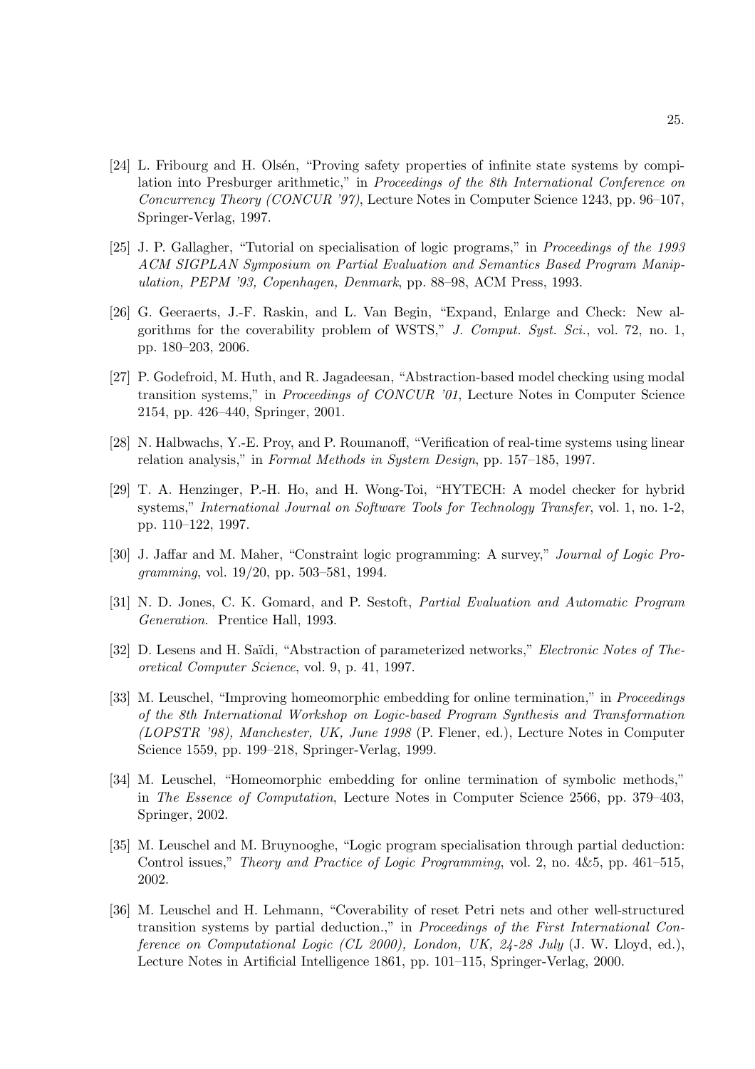[24] L. Fribourg and H. Olsén, "Proving safety properties of infinite state systems by compilation into Presburger arithmetic," in *Proceedings of the 8th International Conference on Concurrency Theory (CONCUR '97)*, Lecture Notes in Computer Science 1243, pp. 96–107, Springer-Verlag, 1997.

[25] J. P. Gallagher, "Tutorial on specialisation of logic programs," in *Proceedings of the 1993 ACM SIGPLAN Symposium on Partial Evaluation and Semantics Based Program Manipulation, PEPM '93, Copenhagen, Denmark*, pp. 88–98, ACM Press, 1993.

[26] G. Geeraerts, J.-F. Raskin, and L. Van Begin, "Expand, Enlarge and Check: New algorithms for the coverability problem of WSTS," *J. Comput. Syst. Sci.*, vol. 72, no. 1, pp. 180–203, 2006.

[27] P. Godefroid, M. Huth, and R. Jagadeesan, "Abstraction-based model checking using modal transition systems," in *Proceedings of CONCUR '01*, Lecture Notes in Computer Science 2154, pp. 426–440, Springer, 2001.

[28] N. Halbwachs, Y.-E. Proy, and P. Roumanoff, "Verification of real-time systems using linear relation analysis," in *Formal Methods in System Design*, pp. 157–185, 1997.

[29] T. A. Henzinger, P.-H. Ho, and H. Wong-Toi, "HYTECH: A model checker for hybrid systems," *International Journal on Software Tools for Technology Transfer*, vol. 1, no. 1-2, pp. 110–122, 1997.

[30] J. Jaffar and M. Maher, "Constraint logic programming: A survey," *Journal of Logic Programming*, vol. 19/20, pp. 503–581, 1994.

[31] N. D. Jones, C. K. Gomard, and P. Sestoft, *Partial Evaluation and Automatic Program Generation*. Prentice Hall, 1993.

[32] D. Lesens and H. Saïdi, "Abstraction of parameterized networks," *Electronic Notes of Theoretical Computer Science*, vol. 9, p. 41, 1997.

[33] M. Leuschel, "Improving homeomorphic embedding for online termination," in *Proceedings of the 8th International Workshop on Logic-based Program Synthesis and Transformation (LOPSTR '98), Manchester, UK, June 1998* (P. Flener, ed.), Lecture Notes in Computer Science 1559, pp. 199–218, Springer-Verlag, 1999.

[34] M. Leuschel, "Homeomorphic embedding for online termination of symbolic methods," in *The Essence of Computation*, Lecture Notes in Computer Science 2566, pp. 379–403, Springer, 2002.

[35] M. Leuschel and M. Bruynooghe, "Logic program specialisation through partial deduction: Control issues," *Theory and Practice of Logic Programming*, vol. 2, no. 4&5, pp. 461–515, 2002.

[36] M. Leuschel and H. Lehmann, "Coverability of reset Petri nets and other well-structured transition systems by partial deduction.," in *Proceedings of the First International Conference on Computational Logic (CL 2000), London, UK, 24-28 July* (J. W. Lloyd, ed.), Lecture Notes in Artificial Intelligence 1861, pp. 101–115, Springer-Verlag, 2000.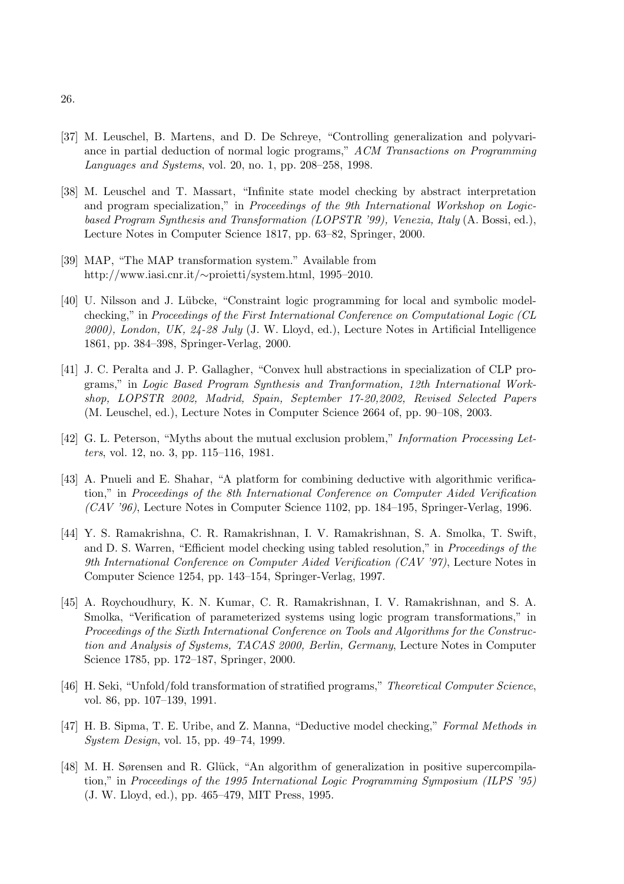[37] M. Leuschel, B. Martens, and D. De Schreye, "Controlling generalization and polyvariance in partial deduction of normal logic programs," *ACM Transactions on Programming Languages and Systems*, vol. 20, no. 1, pp. 208–258, 1998.

[38] M. Leuschel and T. Massart, "Infinite state model checking by abstract interpretation and program specialization," in *Proceedings of the 9th International Workshop on Logic-based Program Synthesis and Transformation (LOPSTR '99), Venezia, Italy* (A. Bossi, ed.), Lecture Notes in Computer Science 1817, pp. 63–82, Springer, 2000.

[39] MAP, "The MAP transformation system." Available from http://www.iasi.cnr.it/∼proietti/system.html, 1995–2010.

[40] U. Nilsson and J. Lübcke, "Constraint logic programming for local and symbolic model-checking," in *Proceedings of the First International Conference on Computational Logic (CL 2000), London, UK, 24-28 July* (J. W. Lloyd, ed.), Lecture Notes in Artificial Intelligence 1861, pp. 384–398, Springer-Verlag, 2000.

[41] J. C. Peralta and J. P. Gallagher, "Convex hull abstractions in specialization of CLP programs," in *Logic Based Program Synthesis and Tranformation, 12th International Workshop, LOPSTR 2002, Madrid, Spain, September 17-20,2002, Revised Selected Papers* (M. Leuschel, ed.), Lecture Notes in Computer Science 2664 of, pp. 90–108, 2003.

[42] G. L. Peterson, "Myths about the mutual exclusion problem," *Information Processing Letters*, vol. 12, no. 3, pp. 115–116, 1981.

[43] A. Pnueli and E. Shahar, "A platform for combining deductive with algorithmic verification," in *Proceedings of the 8th International Conference on Computer Aided Verification (CAV '96)*, Lecture Notes in Computer Science 1102, pp. 184–195, Springer-Verlag, 1996.

[44] Y. S. Ramakrishna, C. R. Ramakrishnan, I. V. Ramakrishnan, S. A. Smolka, T. Swift, and D. S. Warren, "Efficient model checking using tabled resolution," in *Proceedings of the 9th International Conference on Computer Aided Verification (CAV '97)*, Lecture Notes in Computer Science 1254, pp. 143–154, Springer-Verlag, 1997.

[45] A. Roychoudhury, K. N. Kumar, C. R. Ramakrishnan, I. V. Ramakrishnan, and S. A. Smolka, "Verification of parameterized systems using logic program transformations," in *Proceedings of the Sixth International Conference on Tools and Algorithms for the Construction and Analysis of Systems, TACAS 2000, Berlin, Germany*, Lecture Notes in Computer Science 1785, pp. 172–187, Springer, 2000.

[46] H. Seki, "Unfold/fold transformation of stratified programs," *Theoretical Computer Science*, vol. 86, pp. 107–139, 1991.

[47] H. B. Sipma, T. E. Uribe, and Z. Manna, "Deductive model checking," *Formal Methods in System Design*, vol. 15, pp. 49–74, 1999.

[48] M. H. Sørensen and R. Glück, "An algorithm of generalization in positive supercompilation," in *Proceedings of the 1995 International Logic Programming Symposium (ILPS '95)* (J. W. Lloyd, ed.), pp. 465–479, MIT Press, 1995.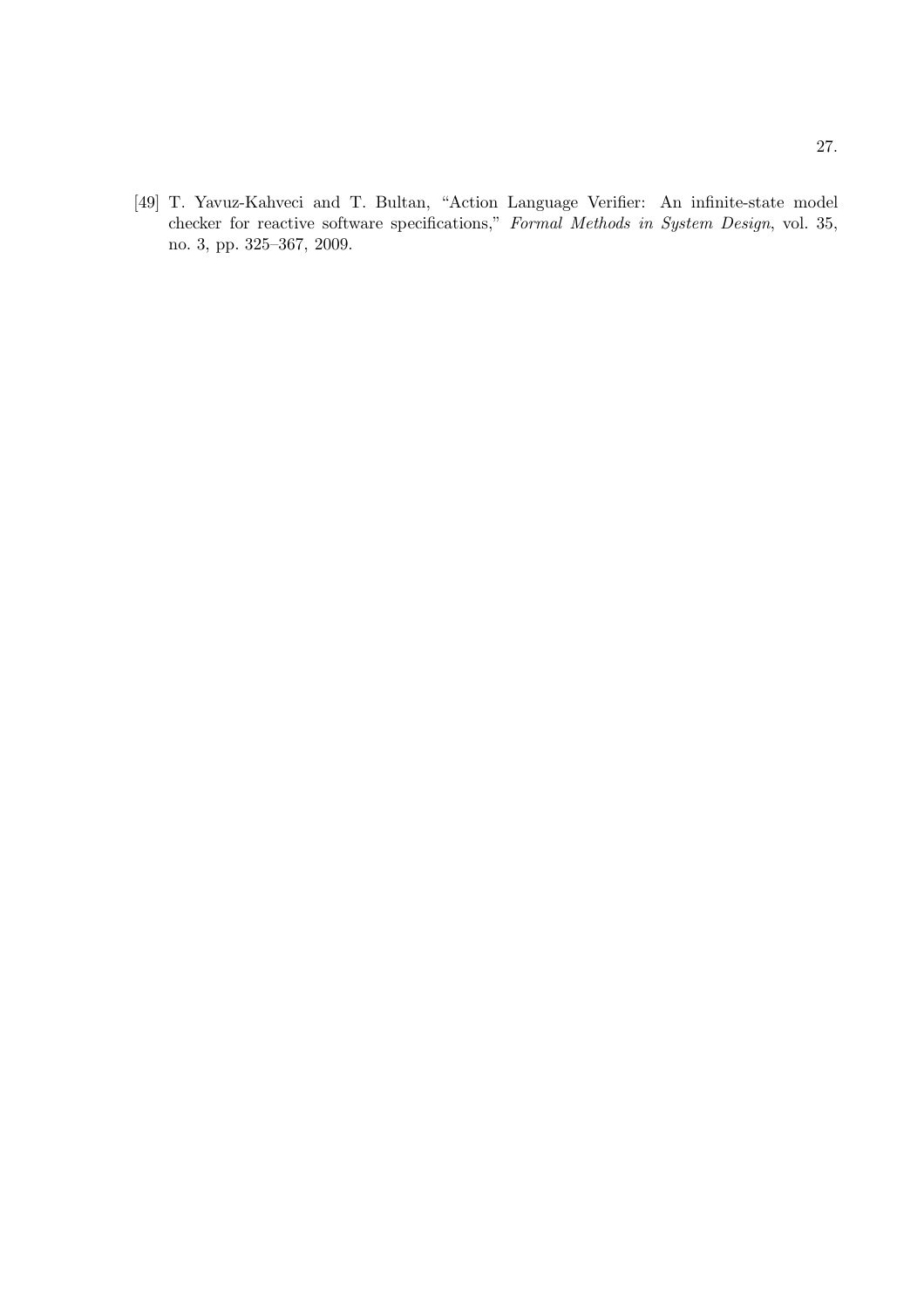[49] T. Yavuz-Kahveci and T. Bultan, "Action Language Verifier: An infinite-state model checker for reactive software specifications," *Formal Methods in System Design*, vol. 35, no. 3, pp. 325–367, 2009.